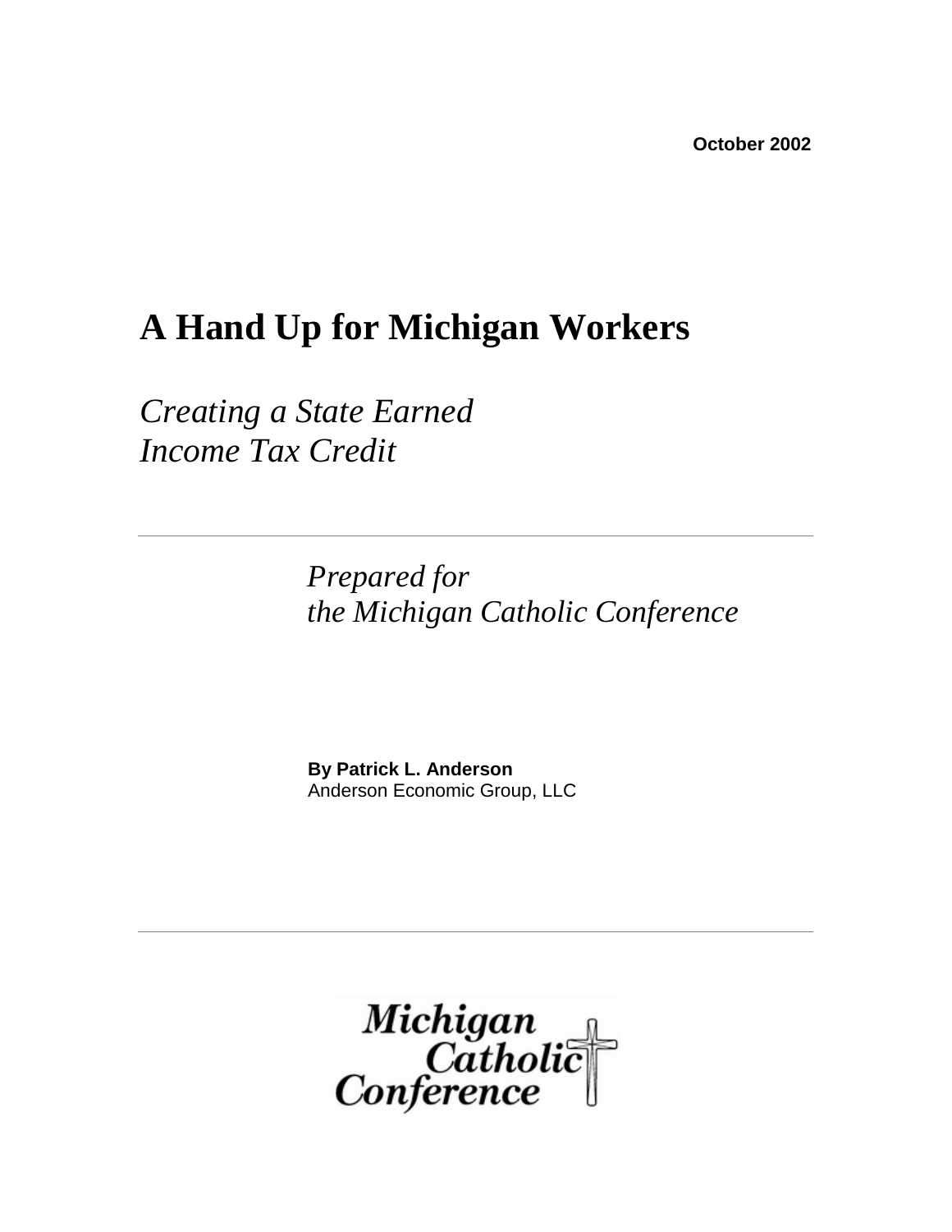October 2002

# A Hand Up for Michigan Workers

*Creating a State Earned Income Tax Credit*

---

*Prepared for the Michigan Catholic Conference*

**By Patrick L. Anderson**
Anderson Economic Group, LLC

---

Michigan Catholic Conference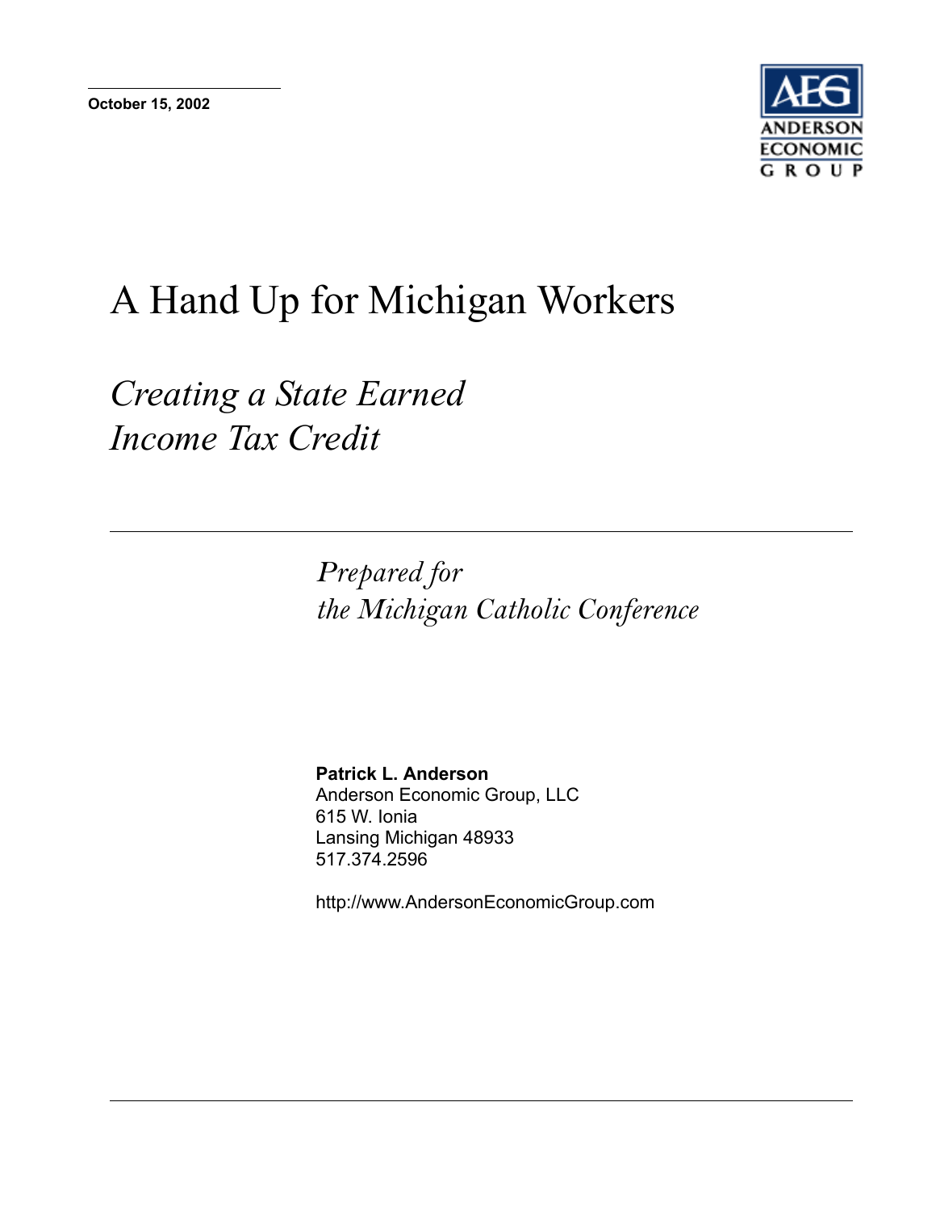**October 15, 2002**

ANDERSON ECONOMIC GROUP

# A Hand Up for Michigan Workers

## *Creating a State Earned Income Tax Credit*

*Prepared for*
*the Michigan Catholic Conference*

**Patrick L. Anderson**
Anderson Economic Group, LLC
615 W. Ionia
Lansing Michigan 48933
517.374.2596

http://www.AndersonEconomicGroup.com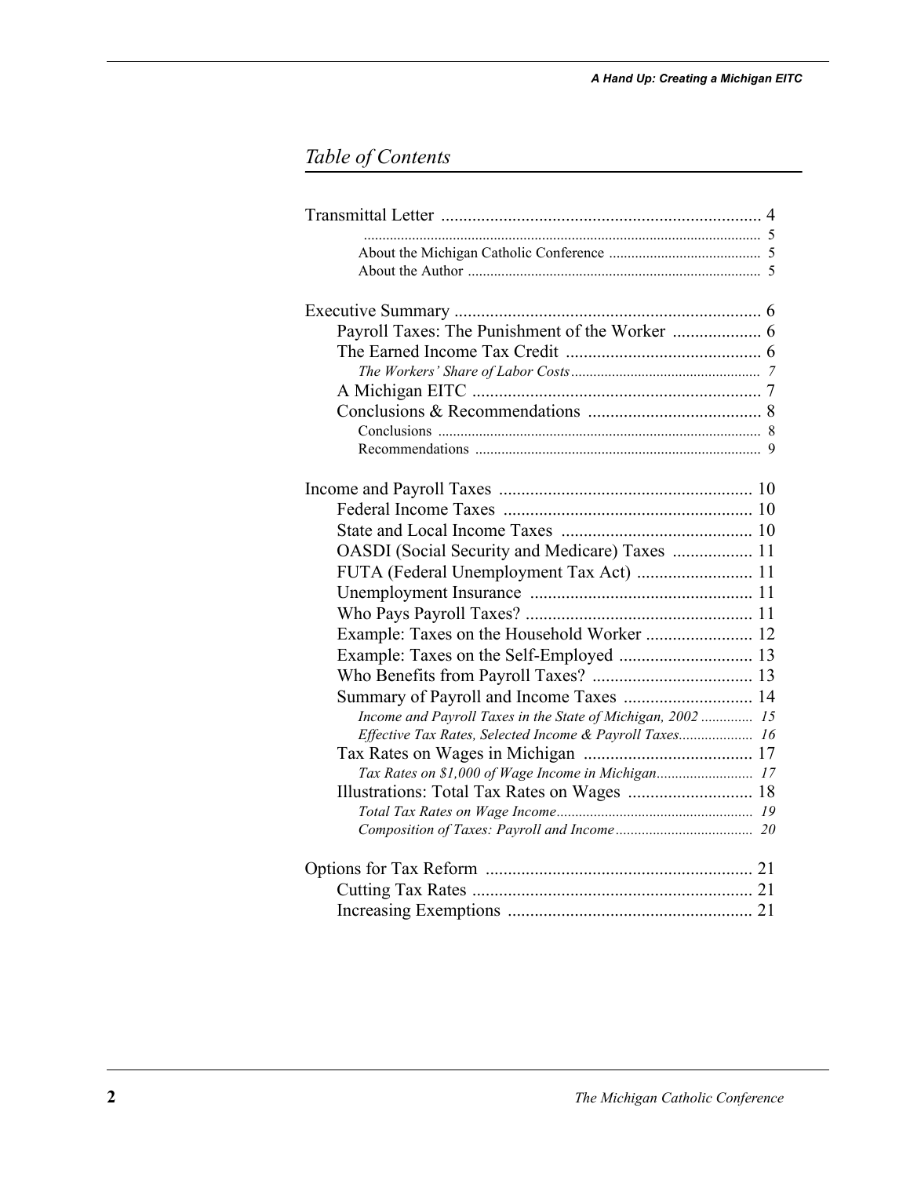## *Table of Contents*

Transmittal Letter ........................................................................ 4
- .......................................................................................................... 5
- About the Michigan Catholic Conference ......................................... 5
- About the Author .............................................................................. 5

Executive Summary ..................................................................... 6
- Payroll Taxes: The Punishment of the Worker .................... 6
- The Earned Income Tax Credit ............................................ 6
  - *The Workers' Share of Labor Costs* .................................................. 7
- A Michigan EITC ................................................................. 7
- Conclusions & Recommendations ....................................... 8
  - Conclusions ...................................................................................... 8
  - Recommendations ............................................................................ 9

Income and Payroll Taxes ......................................................... 10
- Federal Income Taxes ........................................................ 10
- State and Local Income Taxes ........................................... 10
- OASDI (Social Security and Medicare) Taxes .................. 11
- FUTA (Federal Unemployment Tax Act) .......................... 11
- Unemployment Insurance .................................................. 11
- Who Pays Payroll Taxes? ................................................... 11
- Example: Taxes on the Household Worker ........................ 12
- Example: Taxes on the Self-Employed .............................. 13
- Who Benefits from Payroll Taxes? .................................... 13
- Summary of Payroll and Income Taxes ............................. 14
  - *Income and Payroll Taxes in the State of Michigan, 2002* .............. 15
  - *Effective Tax Rates, Selected Income & Payroll Taxes*.................... 16
- Tax Rates on Wages in Michigan ...................................... 17
  - *Tax Rates on $1,000 of Wage Income in Michigan*.......................... 17
- Illustrations: Total Tax Rates on Wages ............................ 18
  - *Total Tax Rates on Wage Income*.................................................... 19
  - *Composition of Taxes: Payroll and Income*..................................... 20

Options for Tax Reform ............................................................ 21
- Cutting Tax Rates ............................................................... 21
- Increasing Exemptions ....................................................... 21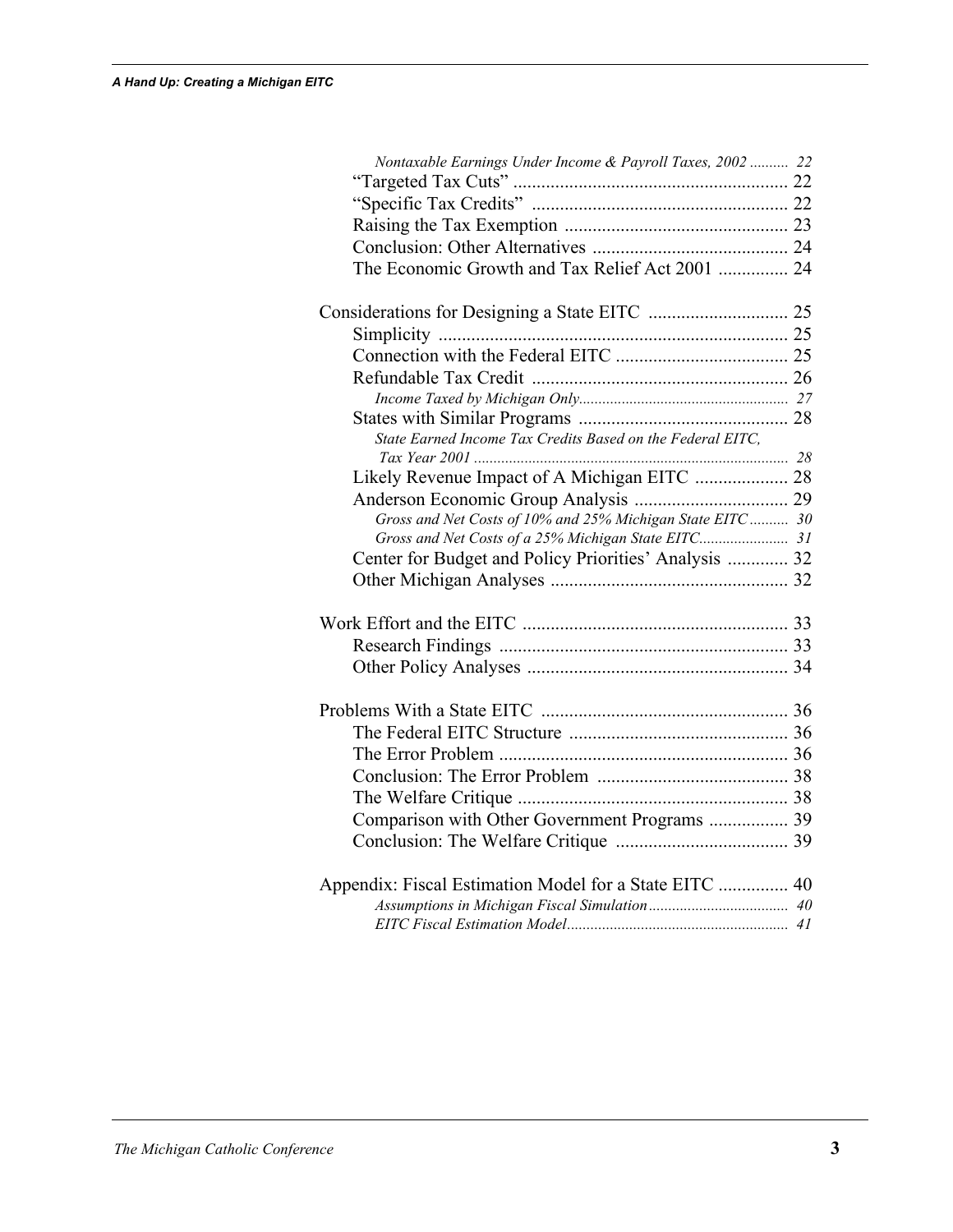*Nontaxable Earnings Under Income & Payroll Taxes, 2002* .......... *22*

"Targeted Tax Cuts" ........................................................... 22

"Specific Tax Credits" ....................................................... 22

Raising the Tax Exemption ................................................ 23

Conclusion: Other Alternatives .......................................... 24

The Economic Growth and Tax Relief Act 2001 ............... 24

Considerations for Designing a State EITC .............................. 25

Simplicity ............................................................................ 25

Connection with the Federal EITC ..................................... 25

Refundable Tax Credit ....................................................... 26

*Income Taxed by Michigan Only*...................................................... *27*

States with Similar Programs ............................................. 28

*State Earned Income Tax Credits Based on the Federal EITC, Tax Year 2001* ................................................................................ *28*

Likely Revenue Impact of A Michigan EITC .................... 28

Anderson Economic Group Analysis ................................. 29

*Gross and Net Costs of 10% and 25% Michigan State EITC* .......... *30*

*Gross and Net Costs of a 25% Michigan State EITC*....................... *31*

Center for Budget and Policy Priorities' Analysis ............. 32

Other Michigan Analyses ................................................... 32

Work Effort and the EITC ......................................................... 33

Research Findings .............................................................. 33

Other Policy Analyses ........................................................ 34

Problems With a State EITC ..................................................... 36

The Federal EITC Structure ............................................... 36

The Error Problem .............................................................. 36

Conclusion: The Error Problem ......................................... 38

The Welfare Critique .......................................................... 38

Comparison with Other Government Programs ................. 39

Conclusion: The Welfare Critique ..................................... 39

Appendix: Fiscal Estimation Model for a State EITC ............... 40

*Assumptions in Michigan Fiscal Simulation*.................................... *40*

*EITC Fiscal Estimation Model*......................................................... *41*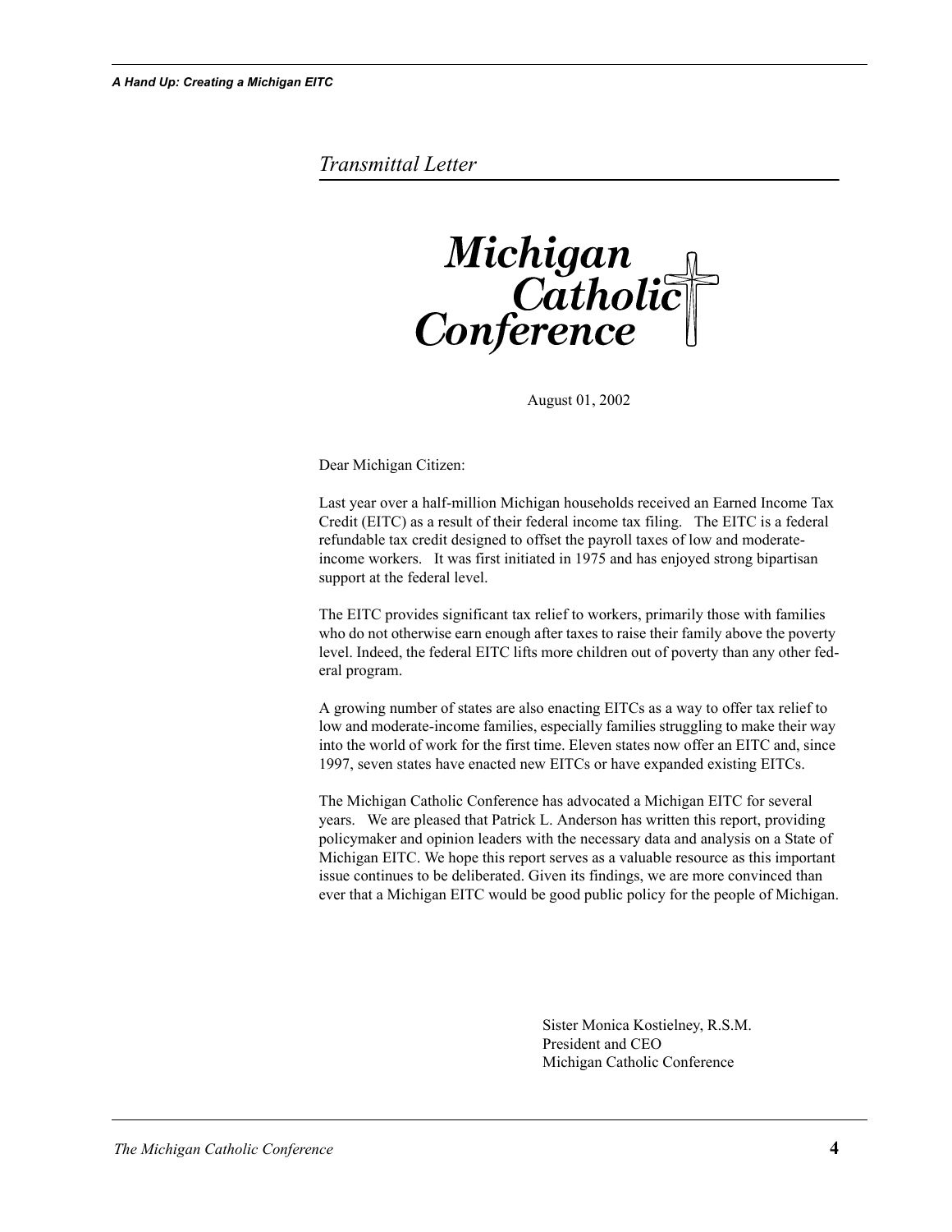## Transitmittal Letter

**Michigan Catholic Conference**

August 01, 2002

Dear Michigan Citizen:

Last year over a half-million Michigan households received an Earned Income Tax Credit (EITC) as a result of their federal income tax filing. The EITC is a federal refundable tax credit designed to offset the payroll taxes of low and moderate-income workers. It was first initiated in 1975 and has enjoyed strong bipartisan support at the federal level.

The EITC provides significant tax relief to workers, primarily those with families who do not otherwise earn enough after taxes to raise their family above the poverty level. Indeed, the federal EITC lifts more children out of poverty than any other federal program.

A growing number of states are also enacting EITCs as a way to offer tax relief to low and moderate-income families, especially families struggling to make their way into the world of work for the first time. Eleven states now offer an EITC and, since 1997, seven states have enacted new EITCs or have expanded existing EITCs.

The Michigan Catholic Conference has advocated a Michigan EITC for several years. We are pleased that Patrick L. Anderson has written this report, providing policymaker and opinion leaders with the necessary data and analysis on a State of Michigan EITC. We hope this report serves as a valuable resource as this important issue continues to be deliberated. Given its findings, we are more convinced than ever that a Michigan EITC would be good public policy for the people of Michigan.

Sister Monica Kostielney, R.S.M.
President and CEO
Michigan Catholic Conference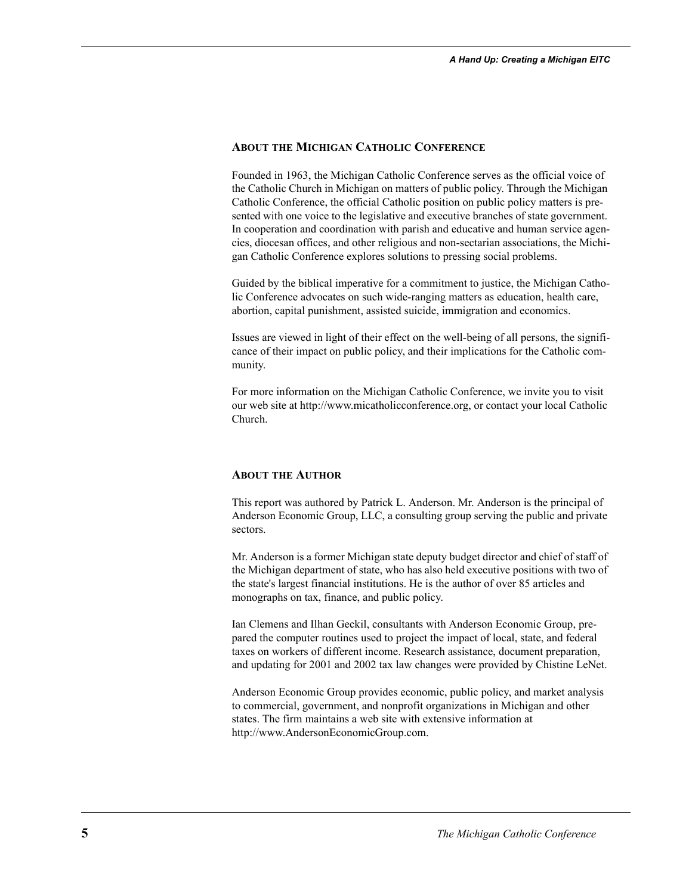## About the Michigan Catholic Conference

Founded in 1963, the Michigan Catholic Conference serves as the official voice of the Catholic Church in Michigan on matters of public policy. Through the Michigan Catholic Conference, the official Catholic position on public policy matters is presented with one voice to the legislative and executive branches of state government. In cooperation and coordination with parish and educative and human service agencies, diocesan offices, and other religious and non-sectarian associations, the Michigan Catholic Conference explores solutions to pressing social problems.

Guided by the biblical imperative for a commitment to justice, the Michigan Catholic Conference advocates on such wide-ranging matters as education, health care, abortion, capital punishment, assisted suicide, immigration and economics.

Issues are viewed in light of their effect on the well-being of all persons, the significance of their impact on public policy, and their implications for the Catholic community.

For more information on the Michigan Catholic Conference, we invite you to visit our web site at http://www.micatholicconference.org, or contact your local Catholic Church.

## About the Author

This report was authored by Patrick L. Anderson. Mr. Anderson is the principal of Anderson Economic Group, LLC, a consulting group serving the public and private sectors.

Mr. Anderson is a former Michigan state deputy budget director and chief of staff of the Michigan department of state, who has also held executive positions with two of the state's largest financial institutions. He is the author of over 85 articles and monographs on tax, finance, and public policy.

Ian Clemens and Ilhan Geckil, consultants with Anderson Economic Group, prepared the computer routines used to project the impact of local, state, and federal taxes on workers of different income. Research assistance, document preparation, and updating for 2001 and 2002 tax law changes were provided by Chistine LeNet.

Anderson Economic Group provides economic, public policy, and market analysis to commercial, government, and nonprofit organizations in Michigan and other states. The firm maintains a web site with extensive information at http://www.AndersonEconomicGroup.com.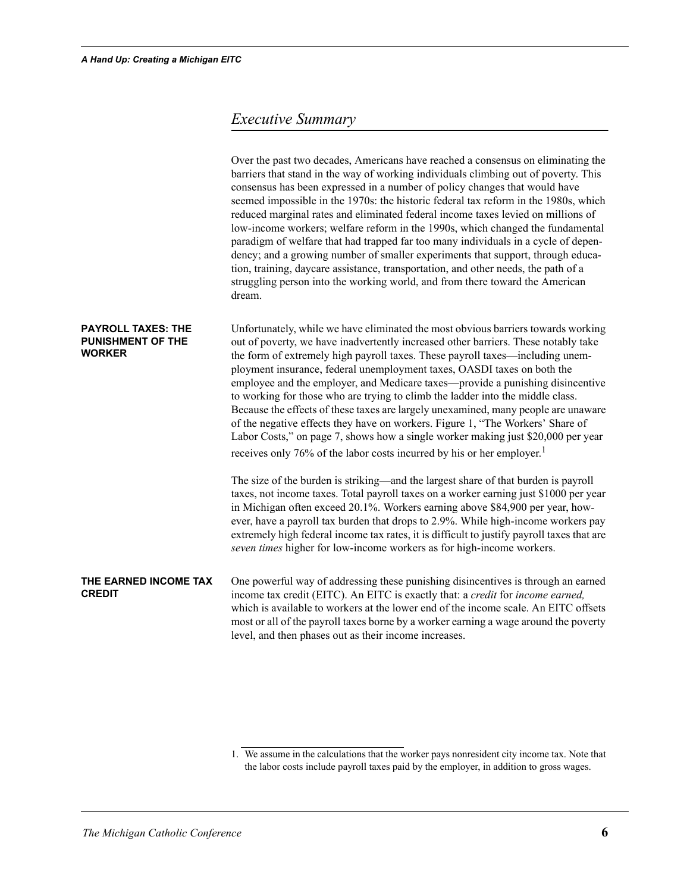## Executive Summary

Over the past two decades, Americans have reached a consensus on eliminating the barriers that stand in the way of working individuals climbing out of poverty. This consensus has been expressed in a number of policy changes that would have seemed impossible in the 1970s: the historic federal tax reform in the 1980s, which reduced marginal rates and eliminated federal income taxes levied on millions of low-income workers; welfare reform in the 1990s, which changed the fundamental paradigm of welfare that had trapped far too many individuals in a cycle of dependency; and a growing number of smaller experiments that support, through education, training, daycare assistance, transportation, and other needs, the path of a struggling person into the working world, and from there toward the American dream.

### PAYROLL TAXES: THE PUNISHMENT OF THE WORKER

Unfortunately, while we have eliminated the most obvious barriers towards working out of poverty, we have inadvertently increased other barriers. These notably take the form of extremely high payroll taxes. These payroll taxes—including unemployment insurance, federal unemployment taxes, OASDI taxes on both the employee and the employer, and Medicare taxes—provide a punishing disincentive to working for those who are trying to climb the ladder into the middle class. Because the effects of these taxes are largely unexamined, many people are unaware of the negative effects they have on workers. Figure 1, "The Workers' Share of Labor Costs," on page 7, shows how a single worker making just $20,000 per year receives only 76% of the labor costs incurred by his or her employer.[1]

The size of the burden is striking—and the largest share of that burden is payroll taxes, not income taxes. Total payroll taxes on a worker earning just $1000 per year in Michigan often exceed 20.1%. Workers earning above $84,900 per year, however, have a payroll tax burden that drops to 2.9%. While high-income workers pay extremely high federal income tax rates, it is difficult to justify payroll taxes that are *seven times* higher for low-income workers as for high-income workers.

### THE EARNED INCOME TAX CREDIT

One powerful way of addressing these punishing disincentives is through an earned income tax credit (EITC). An EITC is exactly that: a *credit* for *income earned,* which is available to workers at the lower end of the income scale. An EITC offsets most or all of the payroll taxes borne by a worker earning a wage around the poverty level, and then phases out as their income increases.

---

1. We assume in the calculations that the worker pays nonresident city income tax. Note that the labor costs include payroll taxes paid by the employer, in addition to gross wages.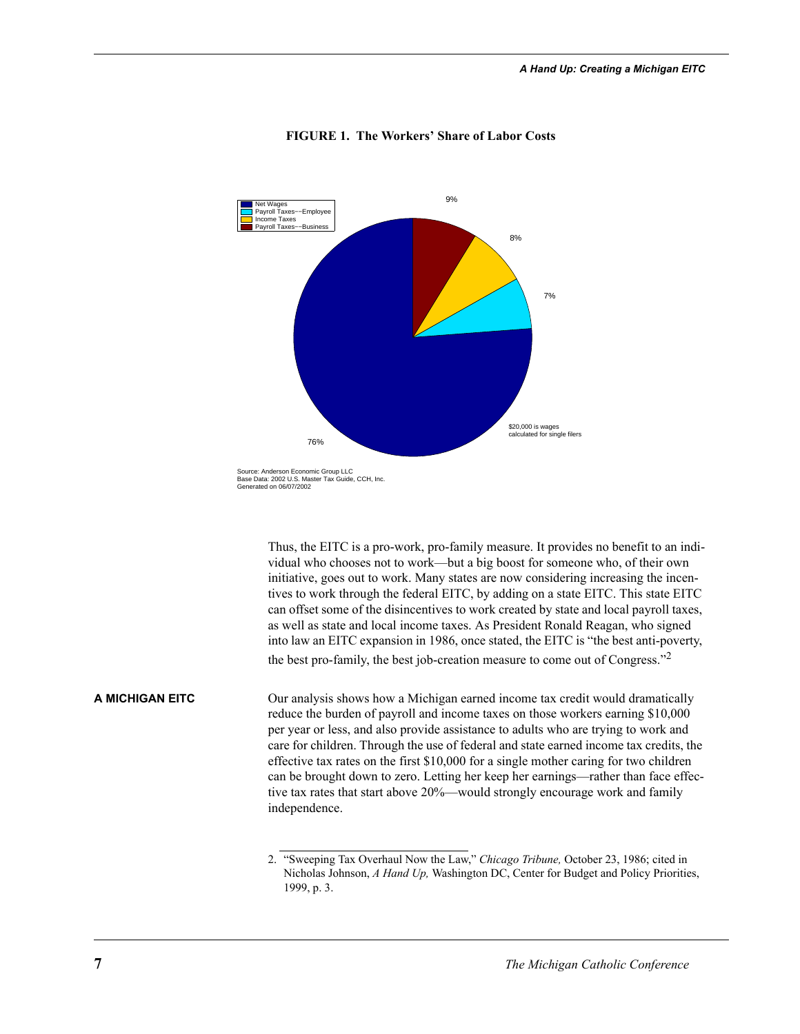**FIGURE 1. The Workers' Share of Labor Costs**

Net Wages
Payroll Taxes--Employee
Income Taxes
Payroll Taxes--Business

9%

8%

7%

76%

$20,000 is wages calculated for single filers

Source: Anderson Economic Group LLC
Base Data: 2002 U.S. Master Tax Guide, CCH, Inc.
Generated on 06/07/2002

Thus, the EITC is a pro-work, pro-family measure. It provides no benefit to an individual who chooses not to work—but a big boost for someone who, of their own initiative, goes out to work. Many states are now considering increasing the incentives to work through the federal EITC, by adding on a state EITC. This state EITC can offset some of the disincentives to work created by state and local payroll taxes, as well as state and local income taxes. As President Ronald Reagan, who signed into law an EITC expansion in 1986, once stated, the EITC is "the best anti-poverty, the best pro-family, the best job-creation measure to come out of Congress."[2]

## A MICHIGAN EITC

Our analysis shows how a Michigan earned income tax credit would dramatically reduce the burden of payroll and income taxes on those workers earning $10,000 per year or less, and also provide assistance to adults who are trying to work and care for children. Through the use of federal and state earned income tax credits, the effective tax rates on the first $10,000 for a single mother caring for two children can be brought down to zero. Letting her keep her earnings—rather than face effective tax rates that start above 20%—would strongly encourage work and family independence.

2. "Sweeping Tax Overhaul Now the Law," *Chicago Tribune,* October 23, 1986; cited in Nicholas Johnson, *A Hand Up,* Washington DC, Center for Budget and Policy Priorities, 1999, p. 3.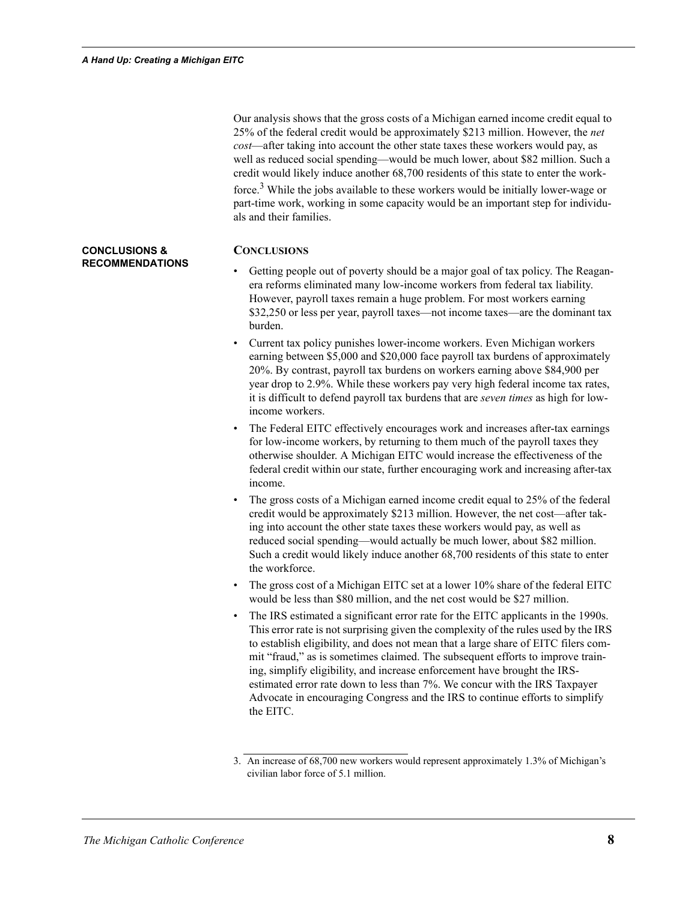Our analysis shows that the gross costs of a Michigan earned income credit equal to 25% of the federal credit would be approximately $213 million. However, the *net cost*—after taking into account the other state taxes these workers would pay, as well as reduced social spending—would be much lower, about $82 million. Such a credit would likely induce another 68,700 residents of this state to enter the workforce.[3] While the jobs available to these workers would be initially lower-wage or part-time work, working in some capacity would be an important step for individuals and their families.

## CONCLUSIONS & RECOMMENDATIONS

### CONCLUSIONS

- Getting people out of poverty should be a major goal of tax policy. The Reagan-era reforms eliminated many low-income workers from federal tax liability. However, payroll taxes remain a huge problem. For most workers earning $32,250 or less per year, payroll taxes—not income taxes—are the dominant tax burden.
- Current tax policy punishes lower-income workers. Even Michigan workers earning between $5,000 and $20,000 face payroll tax burdens of approximately 20%. By contrast, payroll tax burdens on workers earning above $84,900 per year drop to 2.9%. While these workers pay very high federal income tax rates, it is difficult to defend payroll tax burdens that are *seven times* as high for low-income workers.
- The Federal EITC effectively encourages work and increases after-tax earnings for low-income workers, by returning to them much of the payroll taxes they otherwise shoulder. A Michigan EITC would increase the effectiveness of the federal credit within our state, further encouraging work and increasing after-tax income.
- The gross costs of a Michigan earned income credit equal to 25% of the federal credit would be approximately $213 million. However, the net cost—after taking into account the other state taxes these workers would pay, as well as reduced social spending—would actually be much lower, about $82 million. Such a credit would likely induce another 68,700 residents of this state to enter the workforce.
- The gross cost of a Michigan EITC set at a lower 10% share of the federal EITC would be less than $80 million, and the net cost would be $27 million.
- The IRS estimated a significant error rate for the EITC applicants in the 1990s. This error rate is not surprising given the complexity of the rules used by the IRS to establish eligibility, and does not mean that a large share of EITC filers commit "fraud," as is sometimes claimed. The subsequent efforts to improve training, simplify eligibility, and increase enforcement have brought the IRS-estimated error rate down to less than 7%. We concur with the IRS Taxpayer Advocate in encouraging Congress and the IRS to continue efforts to simplify the EITC.

3. An increase of 68,700 new workers would represent approximately 1.3% of Michigan's civilian labor force of 5.1 million.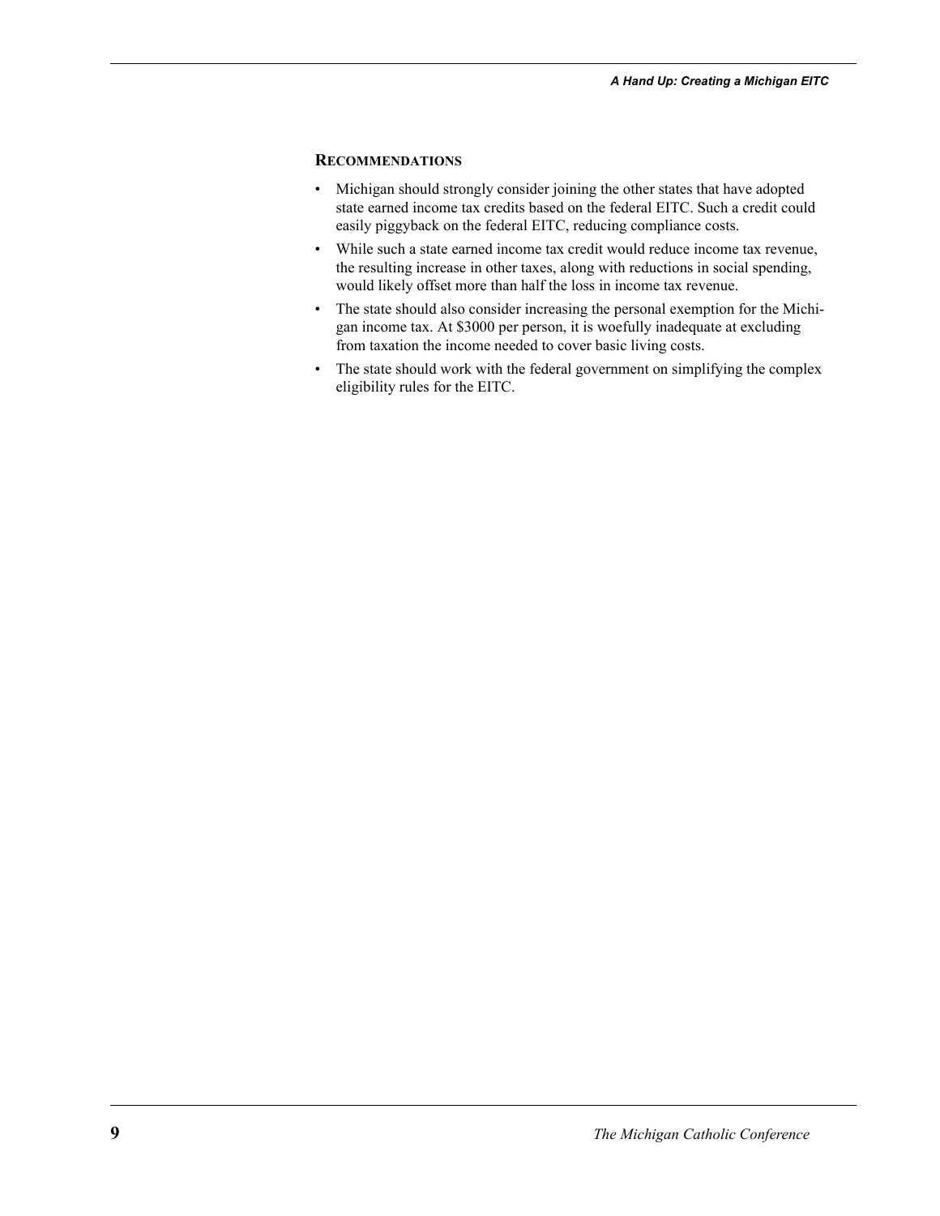## RECOMMENDATIONS

- Michigan should strongly consider joining the other states that have adopted state earned income tax credits based on the federal EITC. Such a credit could easily piggyback on the federal EITC, reducing compliance costs.
- While such a state earned income tax credit would reduce income tax revenue, the resulting increase in other taxes, along with reductions in social spending, would likely offset more than half the loss in income tax revenue.
- The state should also consider increasing the personal exemption for the Michigan income tax. At $3000 per person, it is woefully inadequate at excluding from taxation the income needed to cover basic living costs.
- The state should work with the federal government on simplifying the complex eligibility rules for the EITC.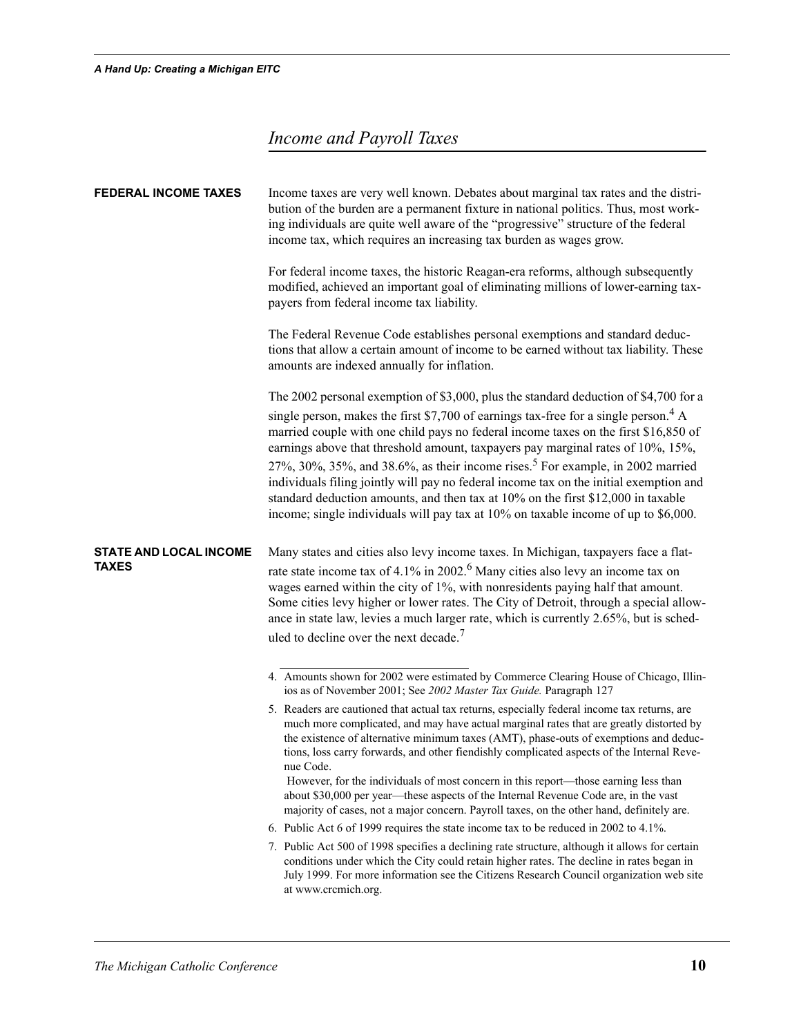## Income and Payroll Taxes

**FEDERAL INCOME TAXES**

Income taxes are very well known. Debates about marginal tax rates and the distribution of the burden are a permanent fixture in national politics. Thus, most working individuals are quite well aware of the "progressive" structure of the federal income tax, which requires an increasing tax burden as wages grow.

For federal income taxes, the historic Reagan-era reforms, although subsequently modified, achieved an important goal of eliminating millions of lower-earning taxpayers from federal income tax liability.

The Federal Revenue Code establishes personal exemptions and standard deductions that allow a certain amount of income to be earned without tax liability. These amounts are indexed annually for inflation.

The 2002 personal exemption of $3,000, plus the standard deduction of $4,700 for a single person, makes the first $7,700 of earnings tax-free for a single person.[4] A married couple with one child pays no federal income taxes on the first $16,850 of earnings above that threshold amount, taxpayers pay marginal rates of 10%, 15%, 27%, 30%, 35%, and 38.6%, as their income rises.[5] For example, in 2002 married individuals filing jointly will pay no federal income tax on the initial exemption and standard deduction amounts, and then tax at 10% on the first $12,000 in taxable income; single individuals will pay tax at 10% on taxable income of up to $6,000.

**STATE AND LOCAL INCOME TAXES**

Many states and cities also levy income taxes. In Michigan, taxpayers face a flat-rate state income tax of 4.1% in 2002.[6] Many cities also levy an income tax on wages earned within the city of 1%, with nonresidents paying half that amount. Some cities levy higher or lower rates. The City of Detroit, through a special allowance in state law, levies a much larger rate, which is currently 2.65%, but is scheduled to decline over the next decade.[7]

---

4. Amounts shown for 2002 were estimated by Commerce Clearing House of Chicago, Illinios as of November 2001; See *2002 Master Tax Guide.* Paragraph 127

5. Readers are cautioned that actual tax returns, especially federal income tax returns, are much more complicated, and may have actual marginal rates that are greatly distorted by the existence of alternative minimum taxes (AMT), phase-outs of exemptions and deductions, loss carry forwards, and other fiendishly complicated aspects of the Internal Revenue Code.
 However, for the individuals of most concern in this report—those earning less than about $30,000 per year—these aspects of the Internal Revenue Code are, in the vast majority of cases, not a major concern. Payroll taxes, on the other hand, definitely are.

6. Public Act 6 of 1999 requires the state income tax to be reduced in 2002 to 4.1%.

7. Public Act 500 of 1998 specifies a declining rate structure, although it allows for certain conditions under which the City could retain higher rates. The decline in rates began in July 1999. For more information see the Citizens Research Council organization web site at www.crcmich.org.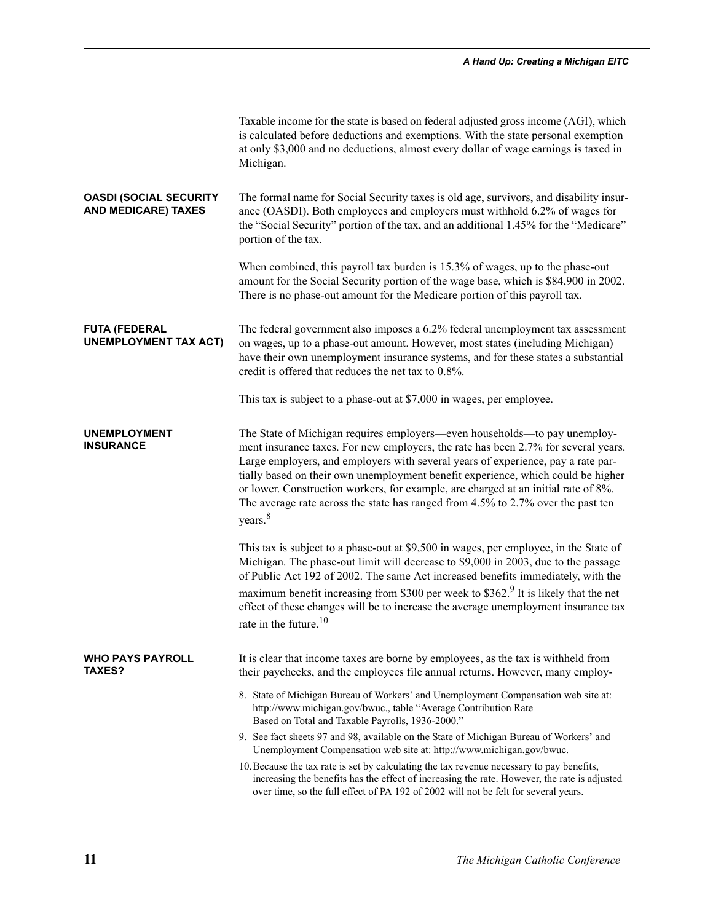Taxable income for the state is based on federal adjusted gross income (AGI), which is calculated before deductions and exemptions. With the state personal exemption at only $3,000 and no deductions, almost every dollar of wage earnings is taxed in Michigan.

### OASDI (SOCIAL SECURITY AND MEDICARE) TAXES

The formal name for Social Security taxes is old age, survivors, and disability insurance (OASDI). Both employees and employers must withhold 6.2% of wages for the "Social Security" portion of the tax, and an additional 1.45% for the "Medicare" portion of the tax.

When combined, this payroll tax burden is 15.3% of wages, up to the phase-out amount for the Social Security portion of the wage base, which is $84,900 in 2002. There is no phase-out amount for the Medicare portion of this payroll tax.

### FUTA (FEDERAL UNEMPLOYMENT TAX ACT)

The federal government also imposes a 6.2% federal unemployment tax assessment on wages, up to a phase-out amount. However, most states (including Michigan) have their own unemployment insurance systems, and for these states a substantial credit is offered that reduces the net tax to 0.8%.

This tax is subject to a phase-out at $7,000 in wages, per employee.

### UNEMPLOYMENT INSURANCE

The State of Michigan requires employers—even households—to pay unemployment insurance taxes. For new employers, the rate has been 2.7% for several years. Large employers, and employers with several years of experience, pay a rate partially based on their own unemployment benefit experience, which could be higher or lower. Construction workers, for example, are charged at an initial rate of 8%. The average rate across the state has ranged from 4.5% to 2.7% over the past ten years.[8]

This tax is subject to a phase-out at $9,500 in wages, per employee, in the State of Michigan. The phase-out limit will decrease to $9,000 in 2003, due to the passage of Public Act 192 of 2002. The same Act increased benefits immediately, with the maximum benefit increasing from $300 per week to $362.[9] It is likely that the net effect of these changes will be to increase the average unemployment insurance tax rate in the future.[10]

### WHO PAYS PAYROLL TAXES?

It is clear that income taxes are borne by employees, as the tax is withheld from their paychecks, and the employees file annual returns. However, many employ-

---

8. State of Michigan Bureau of Workers' and Unemployment Compensation web site at: http://www.michigan.gov/bwuc., table "Average Contribution Rate Based on Total and Taxable Payrolls, 1936-2000."
9. See fact sheets 97 and 98, available on the State of Michigan Bureau of Workers' and Unemployment Compensation web site at: http://www.michigan.gov/bwuc.
10. Because the tax rate is set by calculating the tax revenue necessary to pay benefits, increasing the benefits has the effect of increasing the rate. However, the rate is adjusted over time, so the full effect of PA 192 of 2002 will not be felt for several years.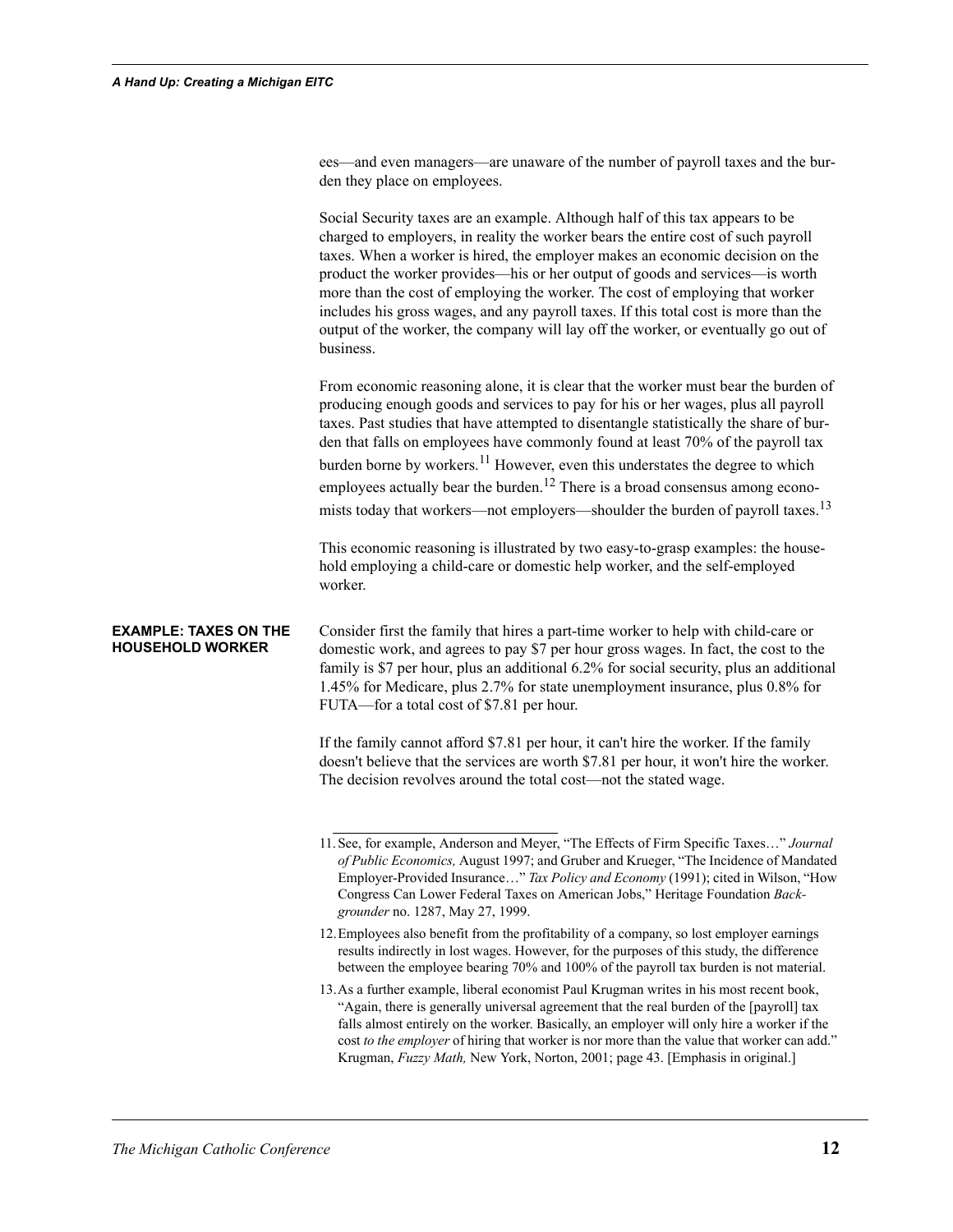ees—and even managers—are unaware of the number of payroll taxes and the burden they place on employees.

Social Security taxes are an example. Although half of this tax appears to be charged to employers, in reality the worker bears the entire cost of such payroll taxes. When a worker is hired, the employer makes an economic decision on the product the worker provides—his or her output of goods and services—is worth more than the cost of employing the worker. The cost of employing that worker includes his gross wages, and any payroll taxes. If this total cost is more than the output of the worker, the company will lay off the worker, or eventually go out of business.

From economic reasoning alone, it is clear that the worker must bear the burden of producing enough goods and services to pay for his or her wages, plus all payroll taxes. Past studies that have attempted to disentangle statistically the share of burden that falls on employees have commonly found at least 70% of the payroll tax burden borne by workers.[11] However, even this understates the degree to which employees actually bear the burden.[12] There is a broad consensus among economists today that workers—not employers—shoulder the burden of payroll taxes.[13]

This economic reasoning is illustrated by two easy-to-grasp examples: the household employing a child-care or domestic help worker, and the self-employed worker.

### EXAMPLE: TAXES ON THE HOUSEHOLD WORKER

Consider first the family that hires a part-time worker to help with child-care or domestic work, and agrees to pay $7 per hour gross wages. In fact, the cost to the family is $7 per hour, plus an additional 6.2% for social security, plus an additional 1.45% for Medicare, plus 2.7% for state unemployment insurance, plus 0.8% for FUTA—for a total cost of $7.81 per hour.

If the family cannot afford $7.81 per hour, it can't hire the worker. If the family doesn't believe that the services are worth $7.81 per hour, it won't hire the worker. The decision revolves around the total cost—not the stated wage.

---

11. See, for example, Anderson and Meyer, "The Effects of Firm Specific Taxes…" *Journal of Public Economics,* August 1997; and Gruber and Krueger, "The Incidence of Mandated Employer-Provided Insurance…" *Tax Policy and Economy* (1991); cited in Wilson, "How Congress Can Lower Federal Taxes on American Jobs," Heritage Foundation *Backgrounder* no. 1287, May 27, 1999.

12. Employees also benefit from the profitability of a company, so lost employer earnings results indirectly in lost wages. However, for the purposes of this study, the difference between the employee bearing 70% and 100% of the payroll tax burden is not material.

13. As a further example, liberal economist Paul Krugman writes in his most recent book, "Again, there is generally universal agreement that the real burden of the [payroll] tax falls almost entirely on the worker. Basically, an employer will only hire a worker if the cost *to the employer* of hiring that worker is nor more than the value that worker can add." Krugman, *Fuzzy Math,* New York, Norton, 2001; page 43. [Emphasis in original.]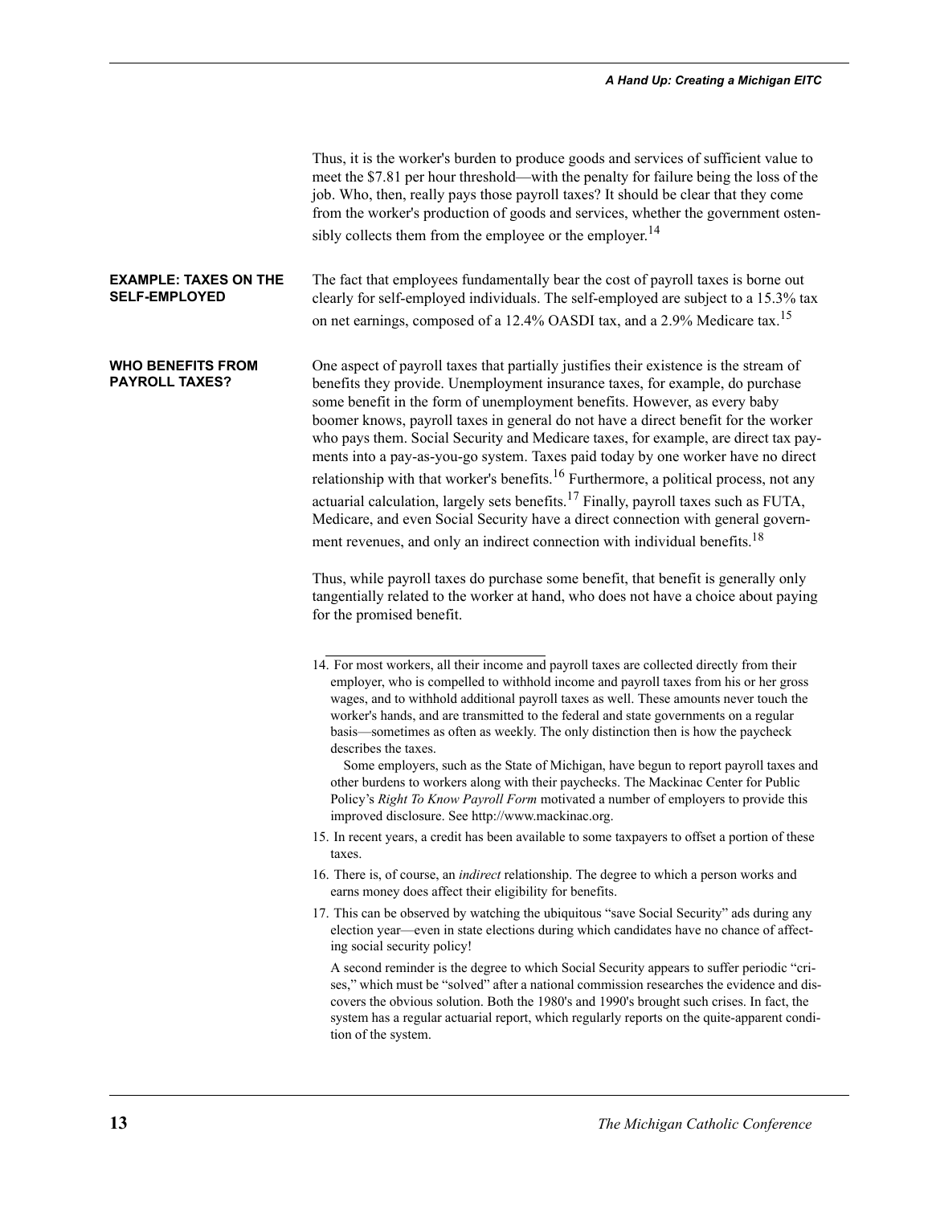Thus, it is the worker's burden to produce goods and services of sufficient value to meet the $7.81 per hour threshold—with the penalty for failure being the loss of the job. Who, then, really pays those payroll taxes? It should be clear that they come from the worker's production of goods and services, whether the government ostensibly collects them from the employee or the employer.[14]

### EXAMPLE: TAXES ON THE SELF-EMPLOYED

The fact that employees fundamentally bear the cost of payroll taxes is borne out clearly for self-employed individuals. The self-employed are subject to a 15.3% tax on net earnings, composed of a 12.4% OASDI tax, and a 2.9% Medicare tax.[15]

### WHO BENEFITS FROM PAYROLL TAXES?

One aspect of payroll taxes that partially justifies their existence is the stream of benefits they provide. Unemployment insurance taxes, for example, do purchase some benefit in the form of unemployment benefits. However, as every baby boomer knows, payroll taxes in general do not have a direct benefit for the worker who pays them. Social Security and Medicare taxes, for example, are direct tax payments into a pay-as-you-go system. Taxes paid today by one worker have no direct relationship with that worker's benefits.[16] Furthermore, a political process, not any actuarial calculation, largely sets benefits.[17] Finally, payroll taxes such as FUTA, Medicare, and even Social Security have a direct connection with general government revenues, and only an indirect connection with individual benefits.[18]

Thus, while payroll taxes do purchase some benefit, that benefit is generally only tangentially related to the worker at hand, who does not have a choice about paying for the promised benefit.

---

14. For most workers, all their income and payroll taxes are collected directly from their employer, who is compelled to withhold income and payroll taxes from his or her gross wages, and to withhold additional payroll taxes as well. These amounts never touch the worker's hands, and are transmitted to the federal and state governments on a regular basis—sometimes as often as weekly. The only distinction then is how the paycheck describes the taxes.

    Some employers, such as the State of Michigan, have begun to report payroll taxes and other burdens to workers along with their paychecks. The Mackinac Center for Public Policy's *Right To Know Payroll Form* motivated a number of employers to provide this improved disclosure. See http://www.mackinac.org.

15. In recent years, a credit has been available to some taxpayers to offset a portion of these taxes.

16. There is, of course, an *indirect* relationship. The degree to which a person works and earns money does affect their eligibility for benefits.

17. This can be observed by watching the ubiquitous "save Social Security" ads during any election year—even in state elections during which candidates have no chance of affecting social security policy!

    A second reminder is the degree to which Social Security appears to suffer periodic "crises," which must be "solved" after a national commission researches the evidence and discovers the obvious solution. Both the 1980's and 1990's brought such crises. In fact, the system has a regular actuarial report, which regularly reports on the quite-apparent condition of the system.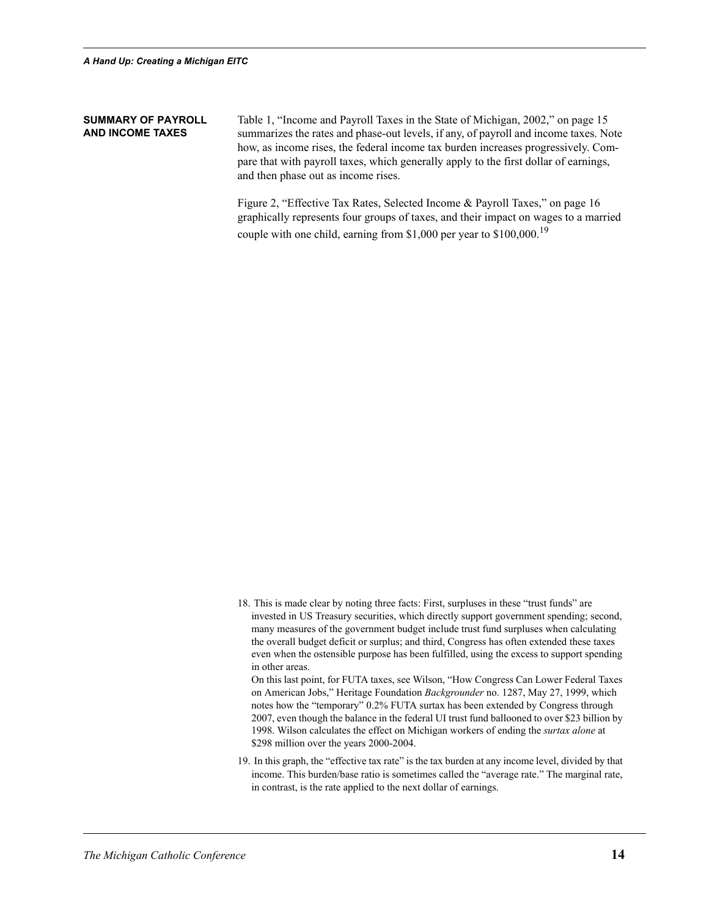## SUMMARY OF PAYROLL AND INCOME TAXES

Table 1, "Income and Payroll Taxes in the State of Michigan, 2002," on page 15 summarizes the rates and phase-out levels, if any, of payroll and income taxes. Note how, as income rises, the federal income tax burden increases progressively. Compare that with payroll taxes, which generally apply to the first dollar of earnings, and then phase out as income rises.

Figure 2, "Effective Tax Rates, Selected Income & Payroll Taxes," on page 16 graphically represents four groups of taxes, and their impact on wages to a married couple with one child, earning from $1,000 per year to $100,000.[19]

18. This is made clear by noting three facts: First, surpluses in these "trust funds" are invested in US Treasury securities, which directly support government spending; second, many measures of the government budget include trust fund surpluses when calculating the overall budget deficit or surplus; and third, Congress has often extended these taxes even when the ostensible purpose has been fulfilled, using the excess to support spending in other areas.
    On this last point, for FUTA taxes, see Wilson, "How Congress Can Lower Federal Taxes on American Jobs," Heritage Foundation *Backgrounder* no. 1287, May 27, 1999, which notes how the "temporary" 0.2% FUTA surtax has been extended by Congress through 2007, even though the balance in the federal UI trust fund ballooned to over $23 billion by 1998. Wilson calculates the effect on Michigan workers of ending the *surtax alone* at $298 million over the years 2000-2004.

19. In this graph, the "effective tax rate" is the tax burden at any income level, divided by that income. This burden/base ratio is sometimes called the "average rate." The marginal rate, in contrast, is the rate applied to the next dollar of earnings.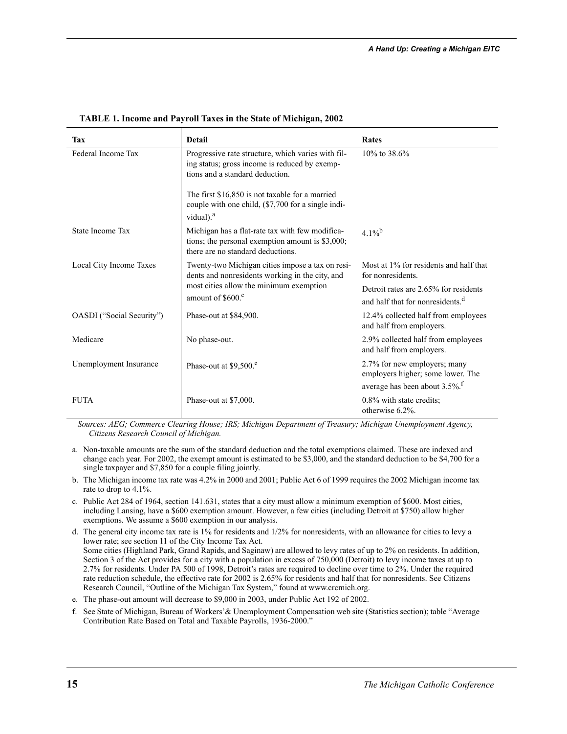**TABLE 1. Income and Payroll Taxes in the State of Michigan, 2002**

| Tax | Detail | Rates |
|---|---|---|
| Federal Income Tax | Progressive rate structure, which varies with filing status; gross income is reduced by exemptions and a standard deduction.<br><br>The first $16,850 is not taxable for a married couple with one child, ($7,700 for a single individual).[a] | 10% to 38.6% |
| State Income Tax | Michigan has a flat-rate tax with few modifications; the personal exemption amount is $3,000; there are no standard deductions. | 4.1%[b] |
| Local City Income Taxes | Twenty-two Michigan cities impose a tax on residents and nonresidents working in the city, and most cities allow the minimum exemption amount of $600.[c] | Most at 1% for residents and half that for nonresidents.<br><br>Detroit rates are 2.65% for residents and half that for nonresidents.[d] |
| OASDI ("Social Security") | Phase-out at $84,900. | 12.4% collected half from employees and half from employers. |
| Medicare | No phase-out. | 2.9% collected half from employees and half from employers. |
| Unemployment Insurance | Phase-out at $9,500.[e] | 2.7% for new employers; many employers higher; some lower. The average has been about 3.5%.[f] |
| FUTA | Phase-out at $7,000. | 0.8% with state credits; otherwise 6.2%. |

*Sources: AEG; Commerce Clearing House; IRS; Michigan Department of Treasury; Michigan Unemployment Agency, Citizens Research Council of Michigan.*

a. Non-taxable amounts are the sum of the standard deduction and the total exemptions claimed. These are indexed and change each year. For 2002, the exempt amount is estimated to be $3,000, and the standard deduction to be $4,700 for a single taxpayer and $7,850 for a couple filing jointly.

b. The Michigan income tax rate was 4.2% in 2000 and 2001; Public Act 6 of 1999 requires the 2002 Michigan income tax rate to drop to 4.1%.

c. Public Act 284 of 1964, section 141.631, states that a city must allow a minimum exemption of $600. Most cities, including Lansing, have a $600 exemption amount. However, a few cities (including Detroit at $750) allow higher exemptions. We assume a $600 exemption in our analysis.

d. The general city income tax rate is 1% for residents and 1/2% for nonresidents, with an allowance for cities to levy a lower rate; see section 11 of the City Income Tax Act.
Some cities (Highland Park, Grand Rapids, and Saginaw) are allowed to levy rates of up to 2% on residents. In addition, Section 3 of the Act provides for a city with a population in excess of 750,000 (Detroit) to levy income taxes at up to 2.7% for residents. Under PA 500 of 1998, Detroit's rates are required to decline over time to 2%. Under the required rate reduction schedule, the effective rate for 2002 is 2.65% for residents and half that for nonresidents. See Citizens Research Council, "Outline of the Michigan Tax System," found at www.crcmich.org.

e. The phase-out amount will decrease to $9,000 in 2003, under Public Act 192 of 2002.

f. See State of Michigan, Bureau of Workers'& Unemployment Compensation web site (Statistics section); table "Average Contribution Rate Based on Total and Taxable Payrolls, 1936-2000."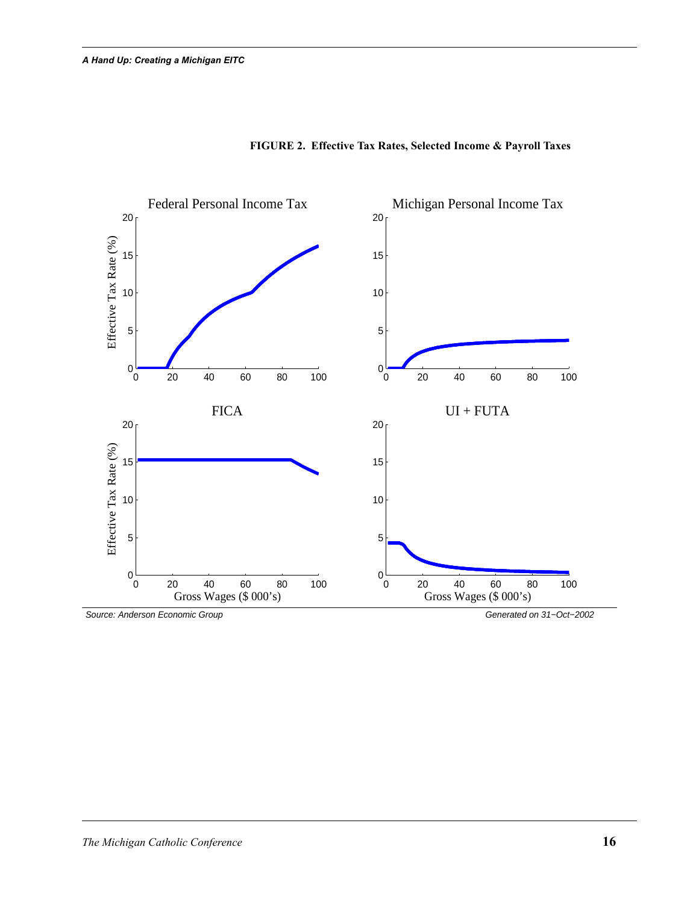**FIGURE 2. Effective Tax Rates, Selected Income & Payroll Taxes**

Federal Personal Income Tax

Michigan Personal Income Tax

FICA

UI + FUTA

Effective Tax Rate (%)

Gross Wages ($ 000's)

Source: Anderson Economic Group

Generated on 31−Oct−2002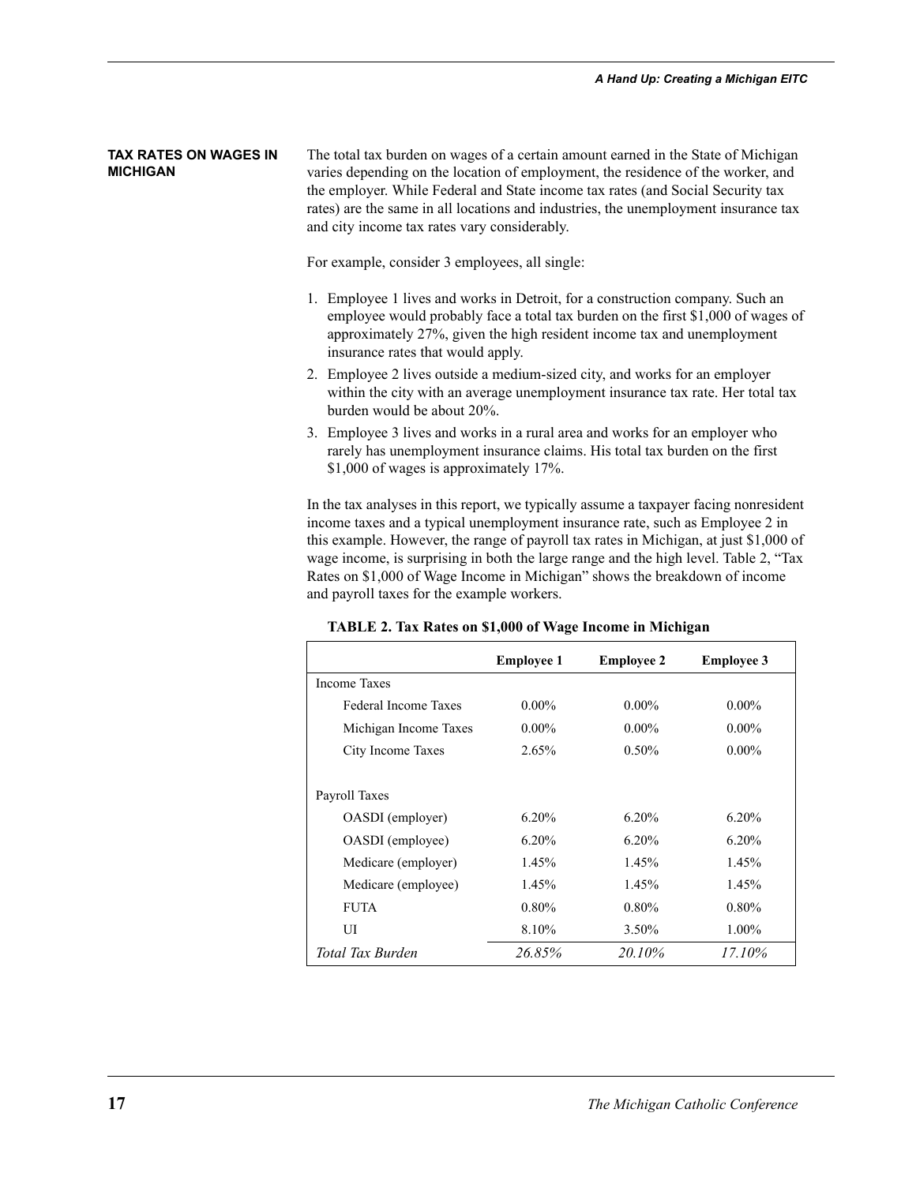## TAX RATES ON WAGES IN MICHIGAN

The total tax burden on wages of a certain amount earned in the State of Michigan varies depending on the location of employment, the residence of the worker, and the employer. While Federal and State income tax rates (and Social Security tax rates) are the same in all locations and industries, the unemployment insurance tax and city income tax rates vary considerably.

For example, consider 3 employees, all single:

1. Employee 1 lives and works in Detroit, for a construction company. Such an employee would probably face a total tax burden on the first $1,000 of wages of approximately 27%, given the high resident income tax and unemployment insurance rates that would apply.
2. Employee 2 lives outside a medium-sized city, and works for an employer within the city with an average unemployment insurance tax rate. Her total tax burden would be about 20%.
3. Employee 3 lives and works in a rural area and works for an employer who rarely has unemployment insurance claims. His total tax burden on the first $1,000 of wages is approximately 17%.

In the tax analyses in this report, we typically assume a taxpayer facing nonresident income taxes and a typical unemployment insurance rate, such as Employee 2 in this example. However, the range of payroll tax rates in Michigan, at just $1,000 of wage income, is surprising in both the large range and the high level. Table 2, "Tax Rates on $1,000 of Wage Income in Michigan" shows the breakdown of income and payroll taxes for the example workers.

**TABLE 2. Tax Rates on $1,000 of Wage Income in Michigan**

| | Employee 1 | Employee 2 | Employee 3 |
|---|---|---|---|
| Income Taxes | | | |
| Federal Income Taxes | 0.00% | 0.00% | 0.00% |
| Michigan Income Taxes | 0.00% | 0.00% | 0.00% |
| City Income Taxes | 2.65% | 0.50% | 0.00% |
| Payroll Taxes | | | |
| OASDI (employer) | 6.20% | 6.20% | 6.20% |
| OASDI (employee) | 6.20% | 6.20% | 6.20% |
| Medicare (employer) | 1.45% | 1.45% | 1.45% |
| Medicare (employee) | 1.45% | 1.45% | 1.45% |
| FUTA | 0.80% | 0.80% | 0.80% |
| UI | 8.10% | 3.50% | 1.00% |
| *Total Tax Burden* | *26.85%* | *20.10%* | *17.10%* |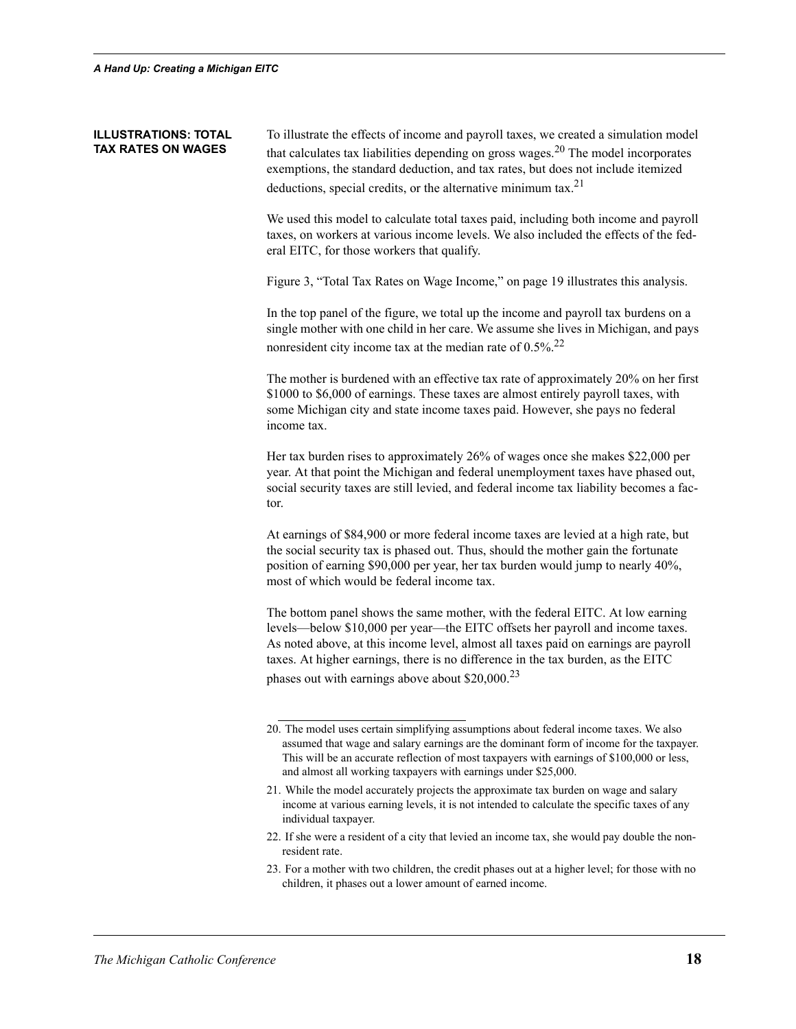## ILLUSTRATIONS: TOTAL TAX RATES ON WAGES

To illustrate the effects of income and payroll taxes, we created a simulation model that calculates tax liabilities depending on gross wages.[20] The model incorporates exemptions, the standard deduction, and tax rates, but does not include itemized deductions, special credits, or the alternative minimum tax.[21]

We used this model to calculate total taxes paid, including both income and payroll taxes, on workers at various income levels. We also included the effects of the federal EITC, for those workers that qualify.

Figure 3, "Total Tax Rates on Wage Income," on page 19 illustrates this analysis.

In the top panel of the figure, we total up the income and payroll tax burdens on a single mother with one child in her care. We assume she lives in Michigan, and pays nonresident city income tax at the median rate of 0.5%.[22]

The mother is burdened with an effective tax rate of approximately 20% on her first \$1000 to \$6,000 of earnings. These taxes are almost entirely payroll taxes, with some Michigan city and state income taxes paid. However, she pays no federal income tax.

Her tax burden rises to approximately 26% of wages once she makes \$22,000 per year. At that point the Michigan and federal unemployment taxes have phased out, social security taxes are still levied, and federal income tax liability becomes a factor.

At earnings of \$84,900 or more federal income taxes are levied at a high rate, but the social security tax is phased out. Thus, should the mother gain the fortunate position of earning \$90,000 per year, her tax burden would jump to nearly 40%, most of which would be federal income tax.

The bottom panel shows the same mother, with the federal EITC. At low earning levels—below \$10,000 per year—the EITC offsets her payroll and income taxes. As noted above, at this income level, almost all taxes paid on earnings are payroll taxes. At higher earnings, there is no difference in the tax burden, as the EITC phases out with earnings above about \$20,000.[23]

---

20. The model uses certain simplifying assumptions about federal income taxes. We also assumed that wage and salary earnings are the dominant form of income for the taxpayer. This will be an accurate reflection of most taxpayers with earnings of \$100,000 or less, and almost all working taxpayers with earnings under \$25,000.

21. While the model accurately projects the approximate tax burden on wage and salary income at various earning levels, it is not intended to calculate the specific taxes of any individual taxpayer.

22. If she were a resident of a city that levied an income tax, she would pay double the nonresident rate.

23. For a mother with two children, the credit phases out at a higher level; for those with no children, it phases out a lower amount of earned income.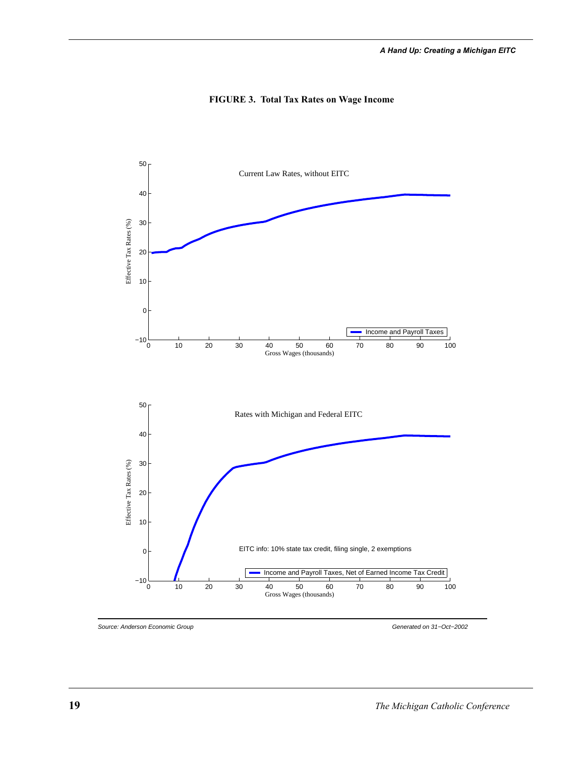**FIGURE 3. Total Tax Rates on Wage Income**

Current Law Rates, without EITC

Rates with Michigan and Federal EITC

EITC info: 10% state tax credit, filing single, 2 exemptions

Source: Anderson Economic Group

Generated on 31−Oct−2002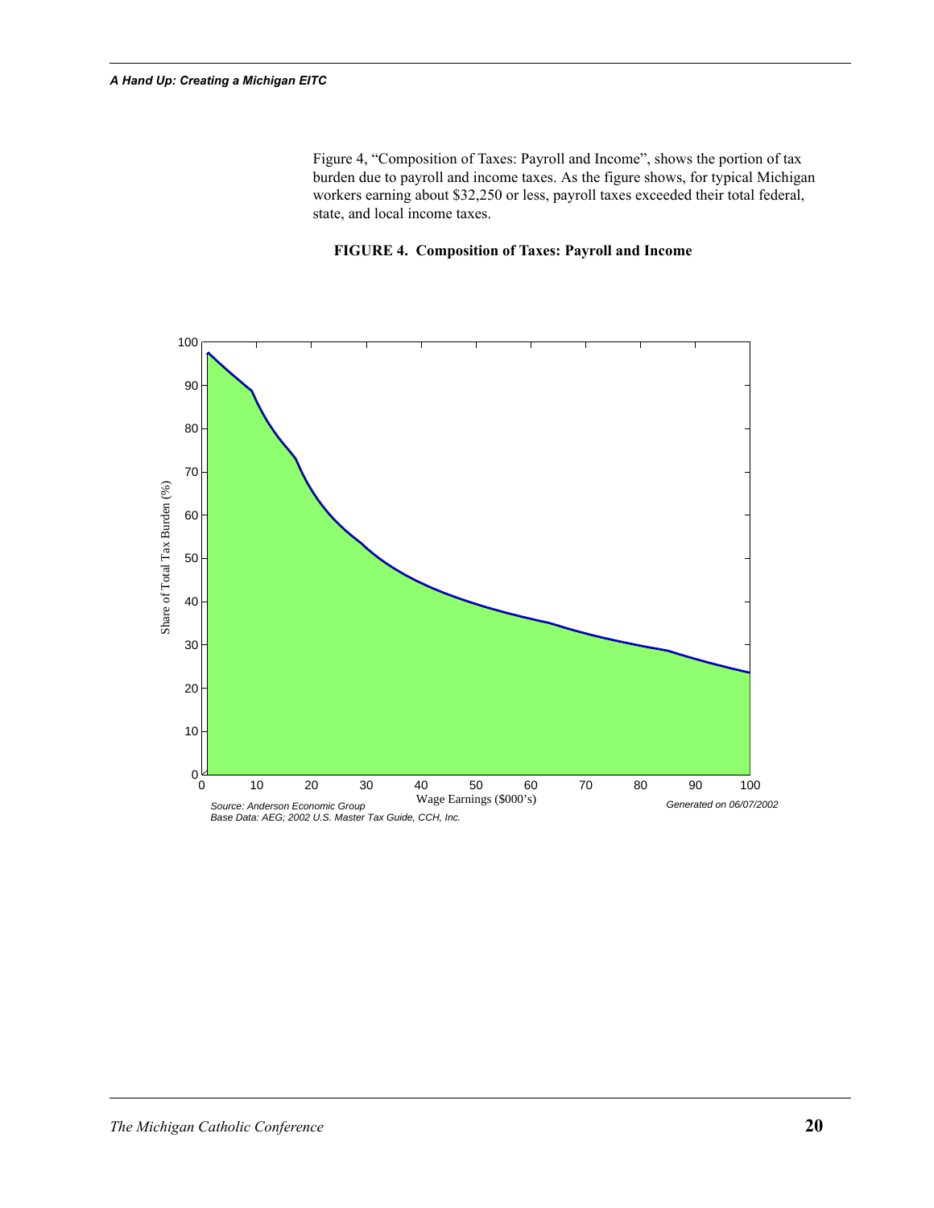Figure 4, “Composition of Taxes: Payroll and Income”, shows the portion of tax burden due to payroll and income taxes. As the figure shows, for typical Michigan workers earning about $32,250 or less, payroll taxes exceeded their total federal, state, and local income taxes.

**FIGURE 4. Composition of Taxes: Payroll and Income**

*Source: Anderson Economic Group*
*Base Data: AEG; 2002 U.S. Master Tax Guide, CCH, Inc.*
*Generated on 06/07/2002*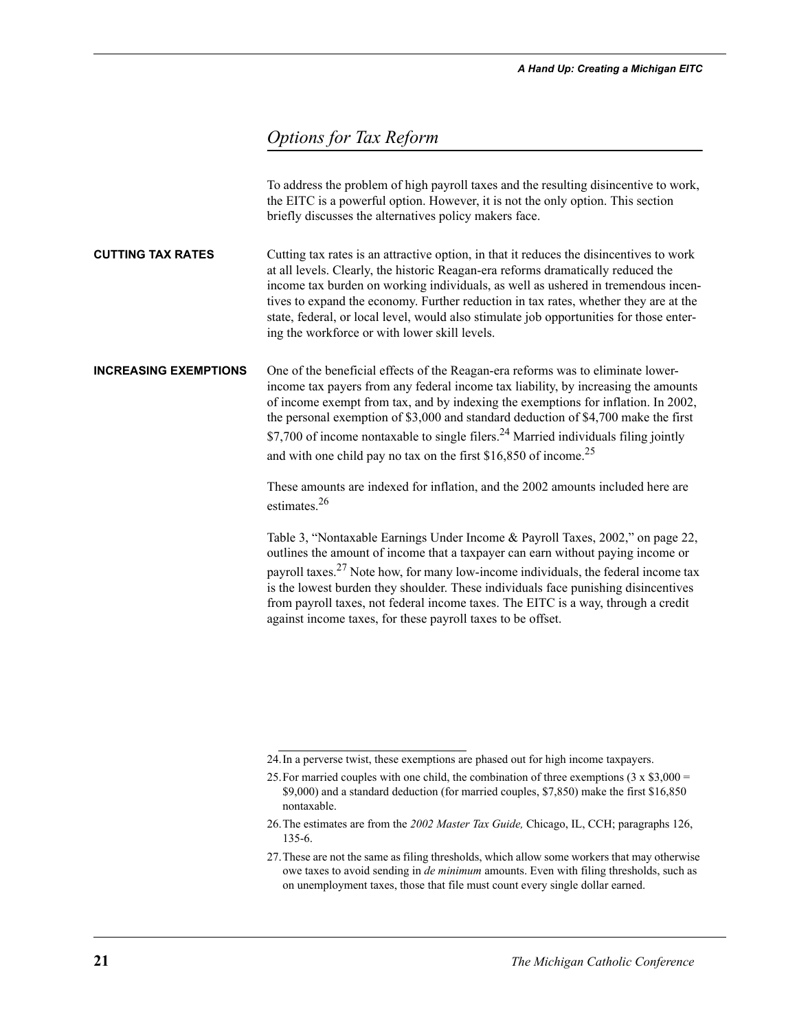## Options for Tax Reform

To address the problem of high payroll taxes and the resulting disincentive to work, the EITC is a powerful option. However, it is not the only option. This section briefly discusses the alternatives policy makers face.

### CUTTING TAX RATES

Cutting tax rates is an attractive option, in that it reduces the disincentives to work at all levels. Clearly, the historic Reagan-era reforms dramatically reduced the income tax burden on working individuals, as well as ushered in tremendous incentives to expand the economy. Further reduction in tax rates, whether they are at the state, federal, or local level, would also stimulate job opportunities for those entering the workforce or with lower skill levels.

### INCREASING EXEMPTIONS

One of the beneficial effects of the Reagan-era reforms was to eliminate lower-income tax payers from any federal income tax liability, by increasing the amounts of income exempt from tax, and by indexing the exemptions for inflation. In 2002, the personal exemption of $3,000 and standard deduction of $4,700 make the first $7,700 of income nontaxable to single filers.[24] Married individuals filing jointly and with one child pay no tax on the first $16,850 of income.[25]

These amounts are indexed for inflation, and the 2002 amounts included here are estimates.[26]

Table 3, "Nontaxable Earnings Under Income & Payroll Taxes, 2002," on page 22, outlines the amount of income that a taxpayer can earn without paying income or payroll taxes.[27] Note how, for many low-income individuals, the federal income tax is the lowest burden they shoulder. These individuals face punishing disincentives from payroll taxes, not federal income taxes. The EITC is a way, through a credit against income taxes, for these payroll taxes to be offset.

---

24. In a perverse twist, these exemptions are phased out for high income taxpayers.

25. For married couples with one child, the combination of three exemptions (3 x $3,000 = $9,000) and a standard deduction (for married couples, $7,850) make the first $16,850 nontaxable.

26. The estimates are from the *2002 Master Tax Guide,* Chicago, IL, CCH; paragraphs 126, 135-6.

27. These are not the same as filing thresholds, which allow some workers that may otherwise owe taxes to avoid sending in *de minimum* amounts. Even with filing thresholds, such as on unemployment taxes, those that file must count every single dollar earned.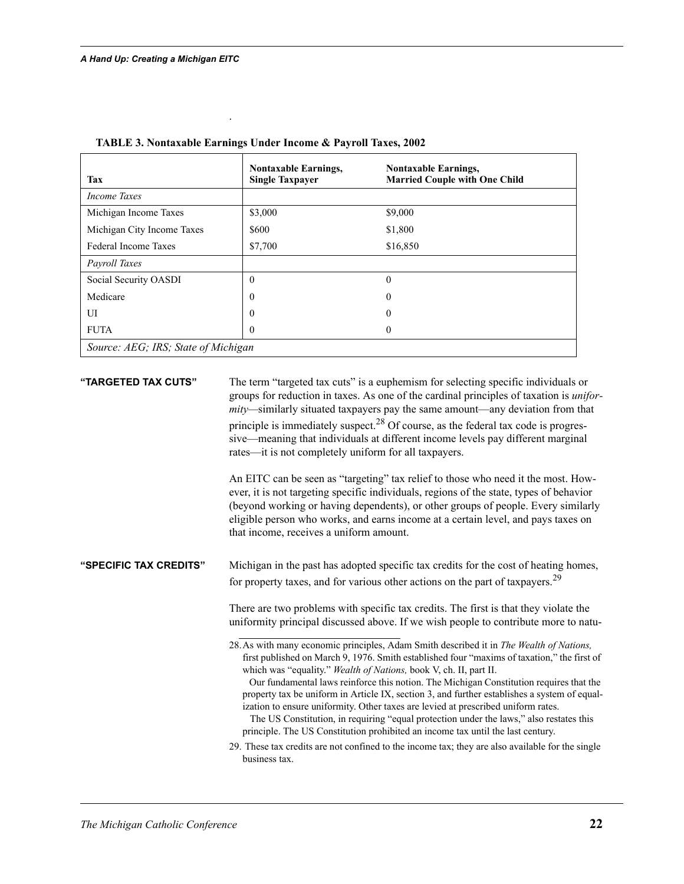**TABLE 3. Nontaxable Earnings Under Income & Payroll Taxes, 2002**

| Tax | Nontaxable Earnings, Single Taxpayer | Nontaxable Earnings, Married Couple with One Child |
|---|---|---|
| *Income Taxes* | | |
| Michigan Income Taxes | \$3,000 | \$9,000 |
| Michigan City Income Taxes | \$600 | \$1,800 |
| Federal Income Taxes | \$7,700 | \$16,850 |
| *Payroll Taxes* | | |
| Social Security OASDI | 0 | 0 |
| Medicare | 0 | 0 |
| UI | 0 | 0 |
| FUTA | 0 | 0 |
| *Source: AEG; IRS; State of Michigan* | | |

**"TARGETED TAX CUTS"**

The term "targeted tax cuts" is a euphemism for selecting specific individuals or groups for reduction in taxes. As one of the cardinal principles of taxation is *uniformity*—similarly situated taxpayers pay the same amount—any deviation from that principle is immediately suspect.[28] Of course, as the federal tax code is progressive—meaning that individuals at different income levels pay different marginal rates—it is not completely uniform for all taxpayers.

An EITC can be seen as "targeting" tax relief to those who need it the most. However, it is not targeting specific individuals, regions of the state, types of behavior (beyond working or having dependents), or other groups of people. Every similarly eligible person who works, and earns income at a certain level, and pays taxes on that income, receives a uniform amount.

**"SPECIFIC TAX CREDITS"**

Michigan in the past has adopted specific tax credits for the cost of heating homes, for property taxes, and for various other actions on the part of taxpayers.[29]

There are two problems with specific tax credits. The first is that they violate the uniformity principal discussed above. If we wish people to contribute more to natu-

28. As with many economic principles, Adam Smith described it in *The Wealth of Nations,* first published on March 9, 1976. Smith established four "maxims of taxation," the first of which was "equality." *Wealth of Nations,* book V, ch. II, part II.
Our fundamental laws reinforce this notion. The Michigan Constitution requires that the property tax be uniform in Article IX, section 3, and further establishes a system of equalization to ensure uniformity. Other taxes are levied at prescribed uniform rates.
The US Constitution, in requiring "equal protection under the laws," also restates this principle. The US Constitution prohibited an income tax until the last century.

29. These tax credits are not confined to the income tax; they are also available for the single business tax.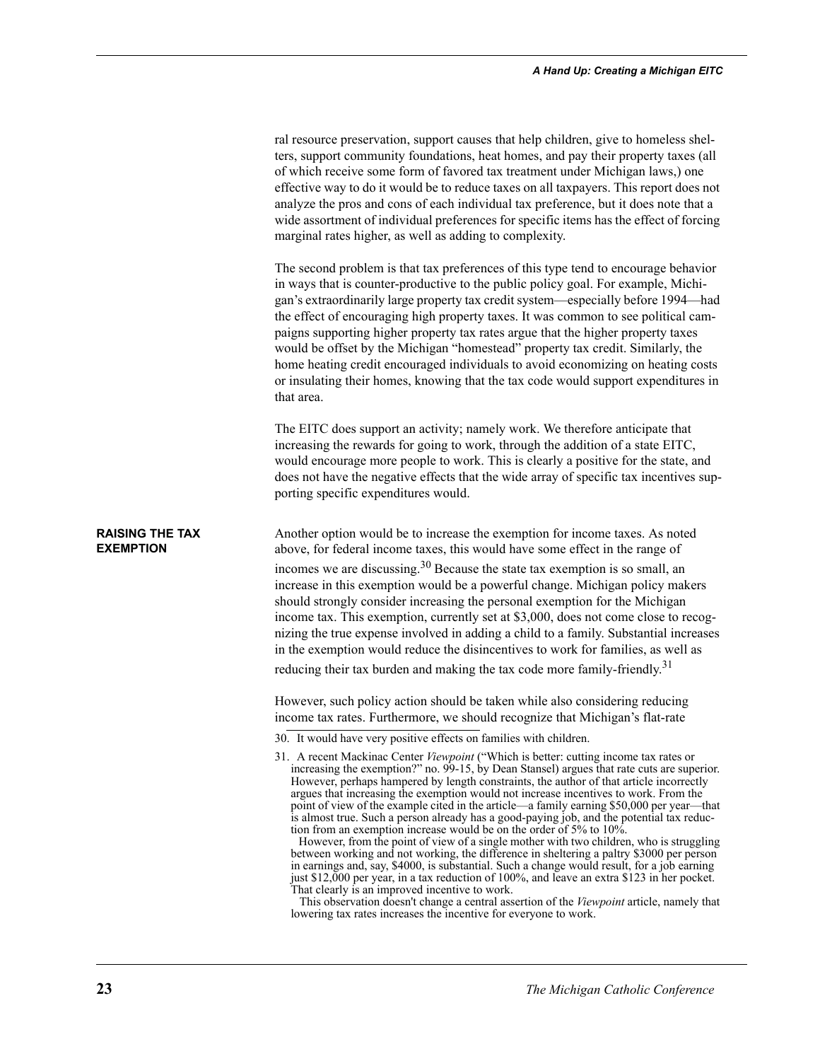ral resource preservation, support causes that help children, give to homeless shelters, support community foundations, heat homes, and pay their property taxes (all of which receive some form of favored tax treatment under Michigan laws,) one effective way to do it would be to reduce taxes on all taxpayers. This report does not analyze the pros and cons of each individual tax preference, but it does note that a wide assortment of individual preferences for specific items has the effect of forcing marginal rates higher, as well as adding to complexity.

The second problem is that tax preferences of this type tend to encourage behavior in ways that is counter-productive to the public policy goal. For example, Michigan's extraordinarily large property tax credit system—especially before 1994—had the effect of encouraging high property taxes. It was common to see political campaigns supporting higher property tax rates argue that the higher property taxes would be offset by the Michigan "homestead" property tax credit. Similarly, the home heating credit encouraged individuals to avoid economizing on heating costs or insulating their homes, knowing that the tax code would support expenditures in that area.

The EITC does support an activity; namely work. We therefore anticipate that increasing the rewards for going to work, through the addition of a state EITC, would encourage more people to work. This is clearly a positive for the state, and does not have the negative effects that the wide array of specific tax incentives supporting specific expenditures would.

## RAISING THE TAX EXEMPTION

Another option would be to increase the exemption for income taxes. As noted above, for federal income taxes, this would have some effect in the range of incomes we are discussing.[30] Because the state tax exemption is so small, an increase in this exemption would be a powerful change. Michigan policy makers should strongly consider increasing the personal exemption for the Michigan income tax. This exemption, currently set at $3,000, does not come close to recognizing the true expense involved in adding a child to a family. Substantial increases in the exemption would reduce the disincentives to work for families, as well as reducing their tax burden and making the tax code more family-friendly.[31]

However, such policy action should be taken while also considering reducing income tax rates. Furthermore, we should recognize that Michigan's flat-rate

30. It would have very positive effects on families with children.

31. A recent Mackinac Center *Viewpoint* ("Which is better: cutting income tax rates or increasing the exemption?" no. 99-15, by Dean Stansel) argues that rate cuts are superior. However, perhaps hampered by length constraints, the author of that article incorrectly argues that increasing the exemption would not increase incentives to work. From the point of view of the example cited in the article—a family earning $50,000 per year—that is almost true. Such a person already has a good-paying job, and the potential tax reduction from an exemption increase would be on the order of 5% to 10%.
However, from the point of view of a single mother with two children, who is struggling between working and not working, the difference in sheltering a paltry $3000 per person in earnings and, say, $4000, is substantial. Such a change would result, for a job earning just $12,000 per year, in a tax reduction of 100%, and leave an extra $123 in her pocket. That clearly is an improved incentive to work.
This observation doesn't change a central assertion of the *Viewpoint* article, namely that lowering tax rates increases the incentive for everyone to work.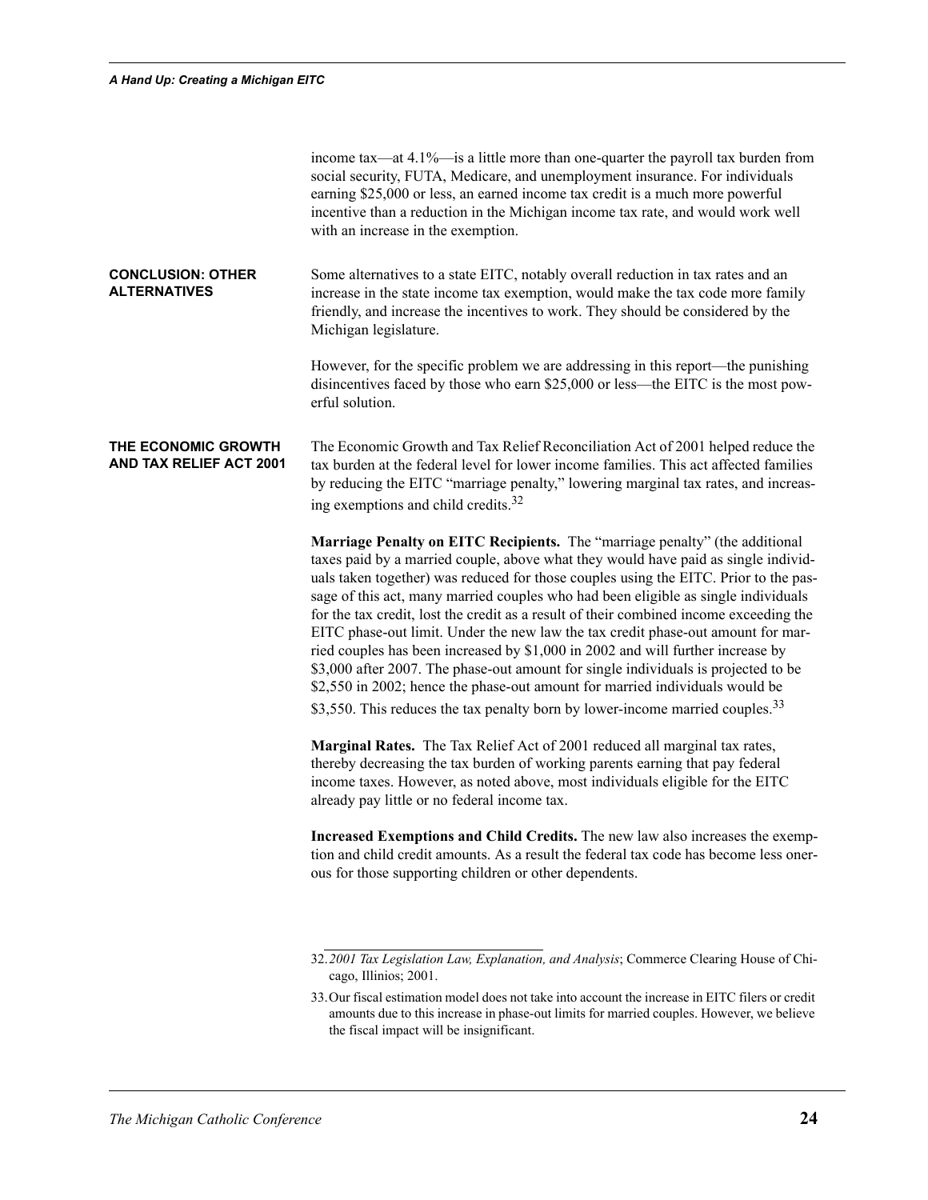income tax—at 4.1%—is a little more than one-quarter the payroll tax burden from social security, FUTA, Medicare, and unemployment insurance. For individuals earning $25,000 or less, an earned income tax credit is a much more powerful incentive than a reduction in the Michigan income tax rate, and would work well with an increase in the exemption.

## CONCLUSION: OTHER ALTERNATIVES

Some alternatives to a state EITC, notably overall reduction in tax rates and an increase in the state income tax exemption, would make the tax code more family friendly, and increase the incentives to work. They should be considered by the Michigan legislature.

However, for the specific problem we are addressing in this report—the punishing disincentives faced by those who earn $25,000 or less—the EITC is the most powerful solution.

## THE ECONOMIC GROWTH AND TAX RELIEF ACT 2001

The Economic Growth and Tax Relief Reconciliation Act of 2001 helped reduce the tax burden at the federal level for lower income families. This act affected families by reducing the EITC "marriage penalty," lowering marginal tax rates, and increasing exemptions and child credits.[32]

**Marriage Penalty on EITC Recipients.** The "marriage penalty" (the additional taxes paid by a married couple, above what they would have paid as single individuals taken together) was reduced for those couples using the EITC. Prior to the passage of this act, many married couples who had been eligible as single individuals for the tax credit, lost the credit as a result of their combined income exceeding the EITC phase-out limit. Under the new law the tax credit phase-out amount for married couples has been increased by $1,000 in 2002 and will further increase by $3,000 after 2007. The phase-out amount for single individuals is projected to be $2,550 in 2002; hence the phase-out amount for married individuals would be $3,550. This reduces the tax penalty born by lower-income married couples.[33]

**Marginal Rates.** The Tax Relief Act of 2001 reduced all marginal tax rates, thereby decreasing the tax burden of working parents earning that pay federal income taxes. However, as noted above, most individuals eligible for the EITC already pay little or no federal income tax.

**Increased Exemptions and Child Credits.** The new law also increases the exemption and child credit amounts. As a result the federal tax code has become less onerous for those supporting children or other dependents.

---

32. *2001 Tax Legislation Law, Explanation, and Analysis*; Commerce Clearing House of Chicago, Illinios; 2001.

33. Our fiscal estimation model does not take into account the increase in EITC filers or credit amounts due to this increase in phase-out limits for married couples. However, we believe the fiscal impact will be insignificant.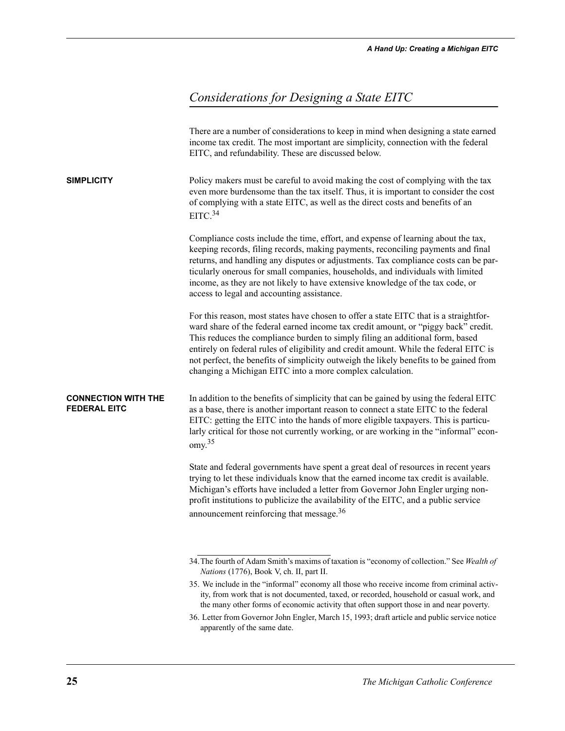## *Considerations for Designing a State EITC*

There are a number of considerations to keep in mind when designing a state earned income tax credit. The most important are simplicity, connection with the federal EITC, and refundability. These are discussed below.

### SIMPLICITY

Policy makers must be careful to avoid making the cost of complying with the tax even more burdensome than the tax itself. Thus, it is important to consider the cost of complying with a state EITC, as well as the direct costs and benefits of an EITC.[34]

Compliance costs include the time, effort, and expense of learning about the tax, keeping records, filing records, making payments, reconciling payments and final returns, and handling any disputes or adjustments. Tax compliance costs can be particularly onerous for small companies, households, and individuals with limited income, as they are not likely to have extensive knowledge of the tax code, or access to legal and accounting assistance.

For this reason, most states have chosen to offer a state EITC that is a straightforward share of the federal earned income tax credit amount, or "piggy back" credit. This reduces the compliance burden to simply filing an additional form, based entirely on federal rules of eligibility and credit amount. While the federal EITC is not perfect, the benefits of simplicity outweigh the likely benefits to be gained from changing a Michigan EITC into a more complex calculation.

### CONNECTION WITH THE FEDERAL EITC

In addition to the benefits of simplicity that can be gained by using the federal EITC as a base, there is another important reason to connect a state EITC to the federal EITC: getting the EITC into the hands of more eligible taxpayers. This is particularly critical for those not currently working, or are working in the "informal" economy.[35]

State and federal governments have spent a great deal of resources in recent years trying to let these individuals know that the earned income tax credit is available. Michigan's efforts have included a letter from Governor John Engler urging nonprofit institutions to publicize the availability of the EITC, and a public service announcement reinforcing that message.[36]

---

34. The fourth of Adam Smith's maxims of taxation is "economy of collection." See *Wealth of Nations* (1776), Book V, ch. II, part II.

35. We include in the "informal" economy all those who receive income from criminal activity, from work that is not documented, taxed, or recorded, household or casual work, and the many other forms of economic activity that often support those in and near poverty.

36. Letter from Governor John Engler, March 15, 1993; draft article and public service notice apparently of the same date.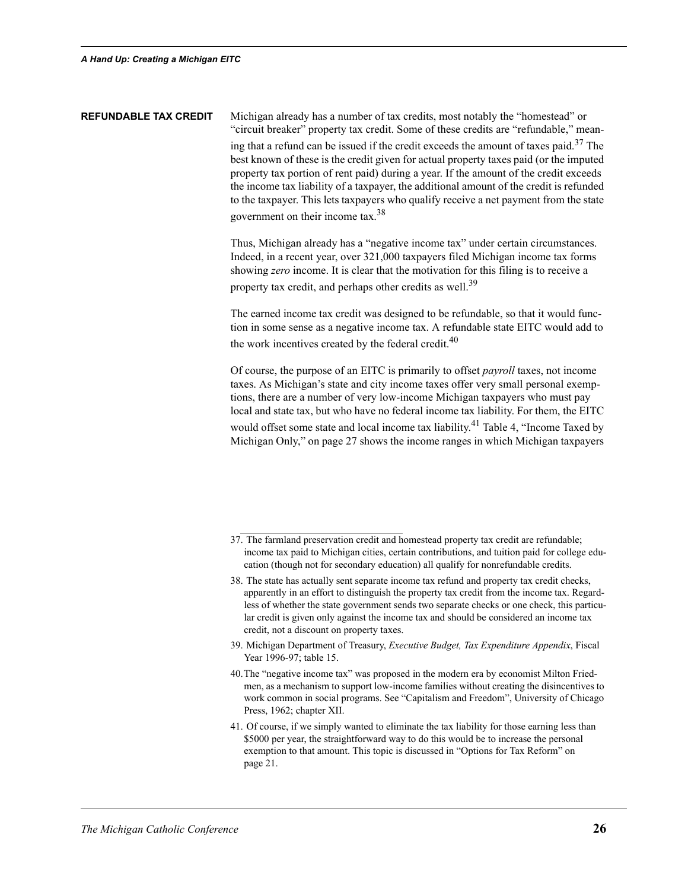## REFUNDABLE TAX CREDIT

Michigan already has a number of tax credits, most notably the "homestead" or "circuit breaker" property tax credit. Some of these credits are "refundable," meaning that a refund can be issued if the credit exceeds the amount of taxes paid.[37] The best known of these is the credit given for actual property taxes paid (or the imputed property tax portion of rent paid) during a year. If the amount of the credit exceeds the income tax liability of a taxpayer, the additional amount of the credit is refunded to the taxpayer. This lets taxpayers who qualify receive a net payment from the state government on their income tax.[38]

Thus, Michigan already has a "negative income tax" under certain circumstances. Indeed, in a recent year, over 321,000 taxpayers filed Michigan income tax forms showing *zero* income. It is clear that the motivation for this filing is to receive a property tax credit, and perhaps other credits as well.[39]

The earned income tax credit was designed to be refundable, so that it would function in some sense as a negative income tax. A refundable state EITC would add to the work incentives created by the federal credit.[40]

Of course, the purpose of an EITC is primarily to offset *payroll* taxes, not income taxes. As Michigan's state and city income taxes offer very small personal exemptions, there are a number of very low-income Michigan taxpayers who must pay local and state tax, but who have no federal income tax liability. For them, the EITC would offset some state and local income tax liability.[41] Table 4, "Income Taxed by Michigan Only," on page 27 shows the income ranges in which Michigan taxpayers

---

37. The farmland preservation credit and homestead property tax credit are refundable; income tax paid to Michigan cities, certain contributions, and tuition paid for college education (though not for secondary education) all qualify for nonrefundable credits.

38. The state has actually sent separate income tax refund and property tax credit checks, apparently in an effort to distinguish the property tax credit from the income tax. Regardless of whether the state government sends two separate checks or one check, this particular credit is given only against the income tax and should be considered an income tax credit, not a discount on property taxes.

39. Michigan Department of Treasury, *Executive Budget, Tax Expenditure Appendix*, Fiscal Year 1996-97; table 15.

40. The "negative income tax" was proposed in the modern era by economist Milton Friedmen, as a mechanism to support low-income families without creating the disincentives to work common in social programs. See "Capitalism and Freedom", University of Chicago Press, 1962; chapter XII.

41. Of course, if we simply wanted to eliminate the tax liability for those earning less than $5000 per year, the straightforward way to do this would be to increase the personal exemption to that amount. This topic is discussed in "Options for Tax Reform" on page 21.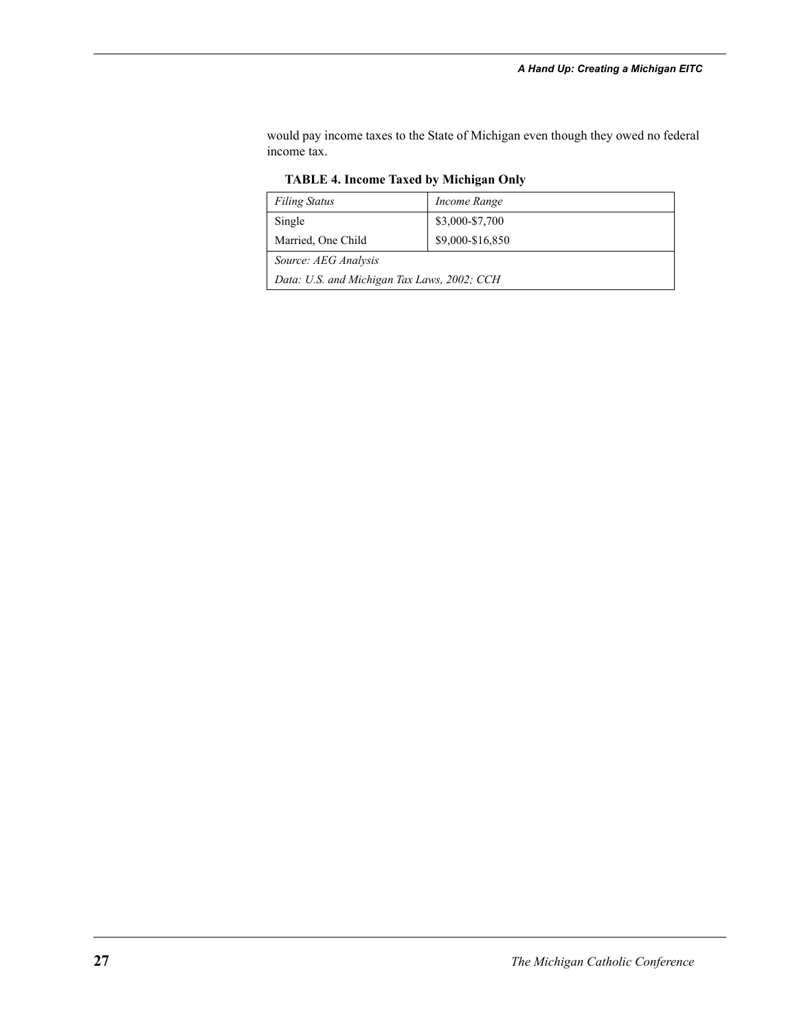would pay income taxes to the State of Michigan even though they owed no federal income tax.

**TABLE 4. Income Taxed by Michigan Only**

| *Filing Status* | *Income Range* |
| --- | --- |
| Single | $3,000-$7,700 |
| Married, One Child | $9,000-$16,850 |
| *Source: AEG Analysis* | |
| *Data: U.S. and Michigan Tax Laws, 2002; CCH* | |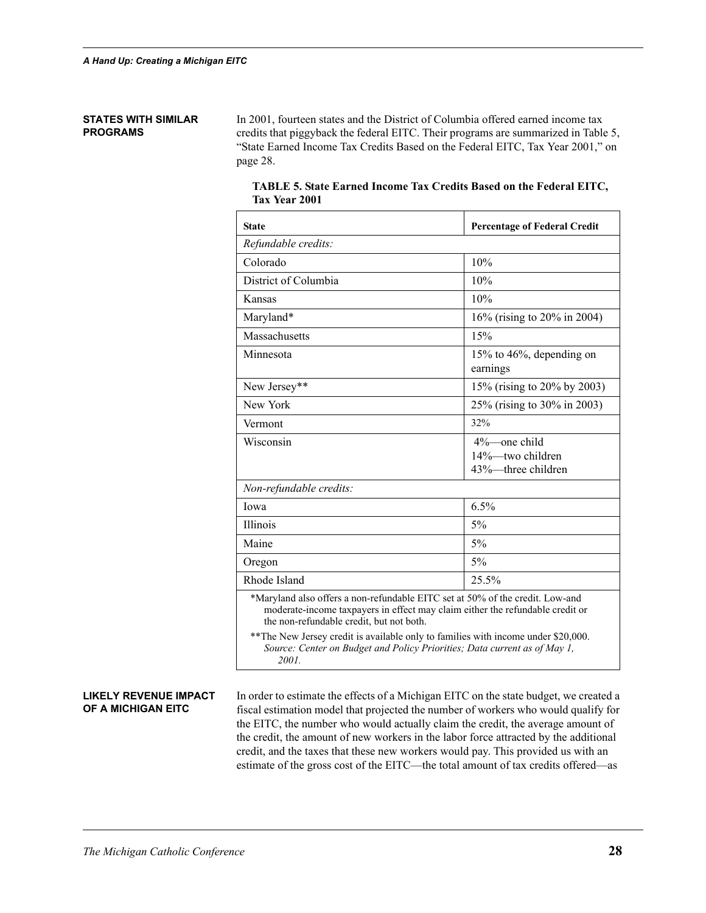## STATES WITH SIMILAR PROGRAMS

In 2001, fourteen states and the District of Columbia offered earned income tax credits that piggyback the federal EITC. Their programs are summarized in Table 5, "State Earned Income Tax Credits Based on the Federal EITC, Tax Year 2001," on page 28.

**TABLE 5. State Earned Income Tax Credits Based on the Federal EITC, Tax Year 2001**

| State | Percentage of Federal Credit |
|---|---|
| *Refundable credits:* | |
| Colorado | 10% |
| District of Columbia | 10% |
| Kansas | 10% |
| Maryland* | 16% (rising to 20% in 2004) |
| Massachusetts | 15% |
| Minnesota | 15% to 46%, depending on earnings |
| New Jersey** | 15% (rising to 20% by 2003) |
| New York | 25% (rising to 30% in 2003) |
| Vermont | 32% |
| Wisconsin | 4%—one child<br>14%—two children<br>43%—three children |
| *Non-refundable credits:* | |
| Iowa | 6.5% |
| Illinois | 5% |
| Maine | 5% |
| Oregon | 5% |
| Rhode Island | 25.5% |

*Maryland also offers a non-refundable EITC set at 50% of the credit. Low-and moderate-income taxpayers in effect may claim either the refundable credit or the non-refundable credit, but not both.

**The New Jersey credit is available only to families with income under $20,000.
*Source: Center on Budget and Policy Priorities; Data current as of May 1, 2001.*

## LIKELY REVENUE IMPACT OF A MICHIGAN EITC

In order to estimate the effects of a Michigan EITC on the state budget, we created a fiscal estimation model that projected the number of workers who would qualify for the EITC, the number who would actually claim the credit, the average amount of the credit, the amount of new workers in the labor force attracted by the additional credit, and the taxes that these new workers would pay. This provided us with an estimate of the gross cost of the EITC—the total amount of tax credits offered—as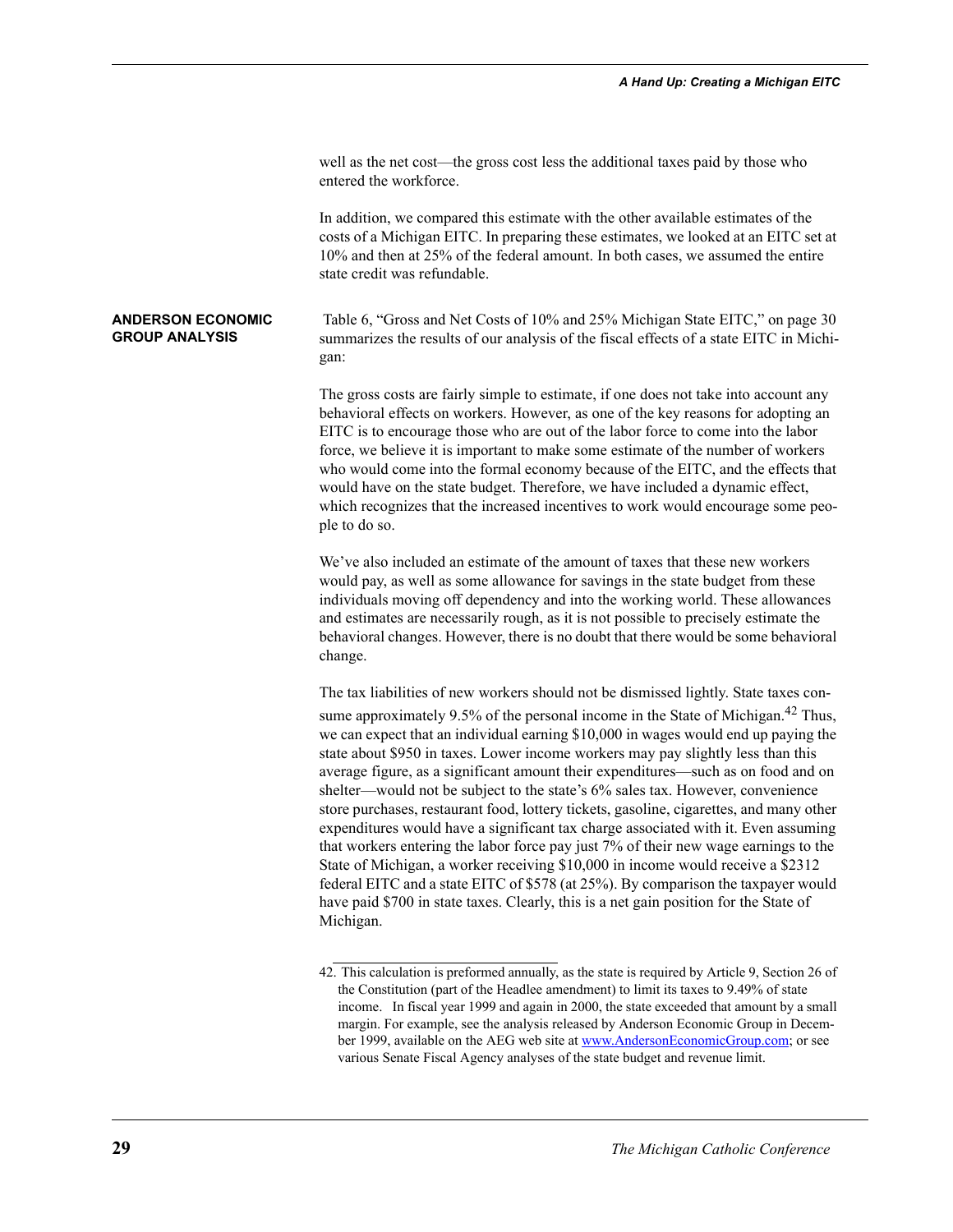well as the net cost—the gross cost less the additional taxes paid by those who entered the workforce.

In addition, we compared this estimate with the other available estimates of the costs of a Michigan EITC. In preparing these estimates, we looked at an EITC set at 10% and then at 25% of the federal amount. In both cases, we assumed the entire state credit was refundable.

**ANDERSON ECONOMIC GROUP ANALYSIS**

Table 6, "Gross and Net Costs of 10% and 25% Michigan State EITC," on page 30 summarizes the results of our analysis of the fiscal effects of a state EITC in Michigan:

The gross costs are fairly simple to estimate, if one does not take into account any behavioral effects on workers. However, as one of the key reasons for adopting an EITC is to encourage those who are out of the labor force to come into the labor force, we believe it is important to make some estimate of the number of workers who would come into the formal economy because of the EITC, and the effects that would have on the state budget. Therefore, we have included a dynamic effect, which recognizes that the increased incentives to work would encourage some people to do so.

We've also included an estimate of the amount of taxes that these new workers would pay, as well as some allowance for savings in the state budget from these individuals moving off dependency and into the working world. These allowances and estimates are necessarily rough, as it is not possible to precisely estimate the behavioral changes. However, there is no doubt that there would be some behavioral change.

The tax liabilities of new workers should not be dismissed lightly. State taxes consume approximately 9.5% of the personal income in the State of Michigan.[42] Thus, we can expect that an individual earning $10,000 in wages would end up paying the state about $950 in taxes. Lower income workers may pay slightly less than this average figure, as a significant amount their expenditures—such as on food and on shelter—would not be subject to the state's 6% sales tax. However, convenience store purchases, restaurant food, lottery tickets, gasoline, cigarettes, and many other expenditures would have a significant tax charge associated with it. Even assuming that workers entering the labor force pay just 7% of their new wage earnings to the State of Michigan, a worker receiving $10,000 in income would receive a $2312 federal EITC and a state EITC of $578 (at 25%). By comparison the taxpayer would have paid $700 in state taxes. Clearly, this is a net gain position for the State of Michigan.

42. This calculation is preformed annually, as the state is required by Article 9, Section 26 of the Constitution (part of the Headlee amendment) to limit its taxes to 9.49% of state income. In fiscal year 1999 and again in 2000, the state exceeded that amount by a small margin. For example, see the analysis released by Anderson Economic Group in December 1999, available on the AEG web site at www.AndersonEconomicGroup.com; or see various Senate Fiscal Agency analyses of the state budget and revenue limit.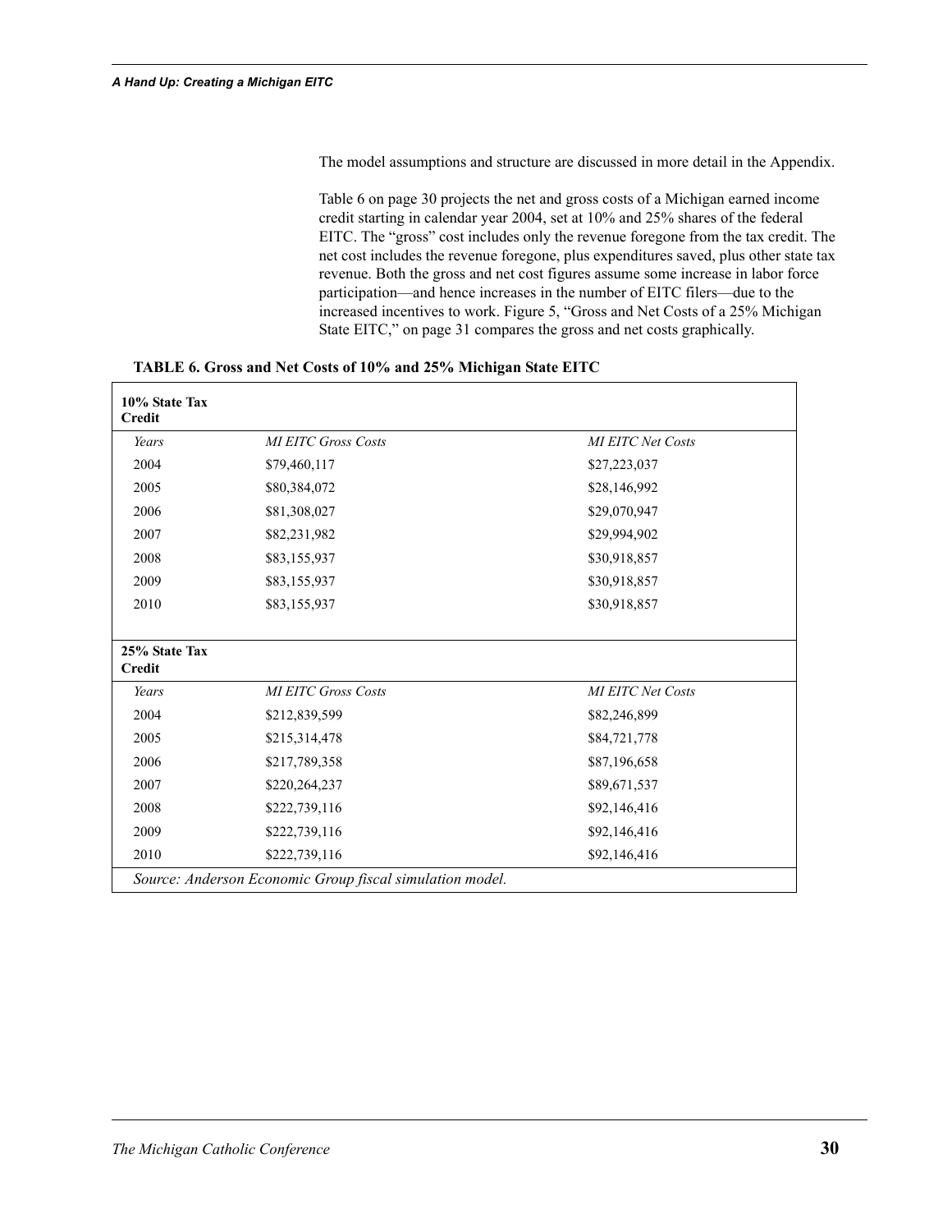The model assumptions and structure are discussed in more detail in the Appendix.

Table 6 on page 30 projects the net and gross costs of a Michigan earned income credit starting in calendar year 2004, set at 10% and 25% shares of the federal EITC. The "gross" cost includes only the revenue foregone from the tax credit. The net cost includes the revenue foregone, plus expenditures saved, plus other state tax revenue. Both the gross and net cost figures assume some increase in labor force participation—and hence increases in the number of EITC filers—due to the increased incentives to work. Figure 5, "Gross and Net Costs of a 25% Michigan State EITC," on page 31 compares the gross and net costs graphically.

**TABLE 6. Gross and Net Costs of 10% and 25% Michigan State EITC**

| **10% State Tax Credit** | | |
|---|---|---|
| *Years* | *MI EITC Gross Costs* | *MI EITC Net Costs* |
| 2004 | $79,460,117 | $27,223,037 |
| 2005 | $80,384,072 | $28,146,992 |
| 2006 | $81,308,027 | $29,070,947 |
| 2007 | $82,231,982 | $29,994,902 |
| 2008 | $83,155,937 | $30,918,857 |
| 2009 | $83,155,937 | $30,918,857 |
| 2010 | $83,155,937 | $30,918,857 |
| **25% State Tax Credit** | | |
| *Years* | *MI EITC Gross Costs* | *MI EITC Net Costs* |
| 2004 | $212,839,599 | $82,246,899 |
| 2005 | $215,314,478 | $84,721,778 |
| 2006 | $217,789,358 | $87,196,658 |
| 2007 | $220,264,237 | $89,671,537 |
| 2008 | $222,739,116 | $92,146,416 |
| 2009 | $222,739,116 | $92,146,416 |
| 2010 | $222,739,116 | $92,146,416 |

*Source: Anderson Economic Group fiscal simulation model.*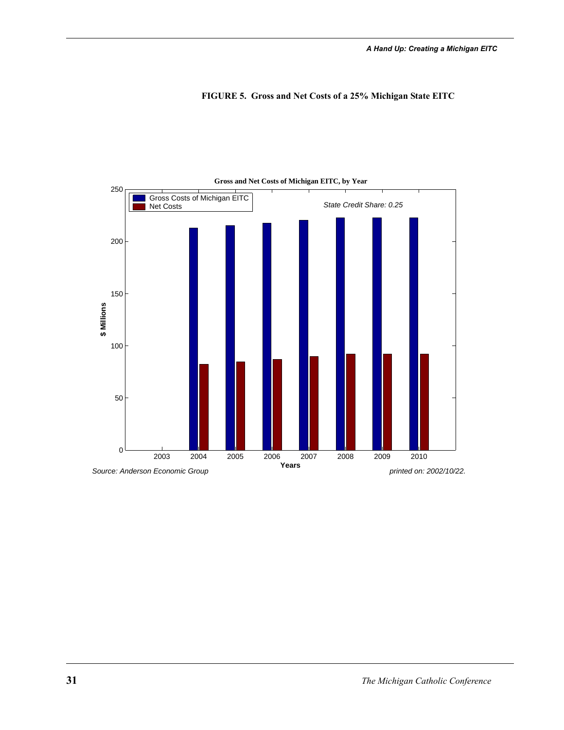**FIGURE 5. Gross and Net Costs of a 25% Michigan State EITC**

**Gross and Net Costs of Michigan EITC, by Year**

Gross Costs of Michigan EITC

Net Costs

*State Credit Share: 0.25*

$ Millions

0, 50, 100, 150, 200, 250

2003, 2004, 2005, 2006, 2007, 2008, 2009, 2010

Years

*Source: Anderson Economic Group*

*printed on: 2002/10/22.*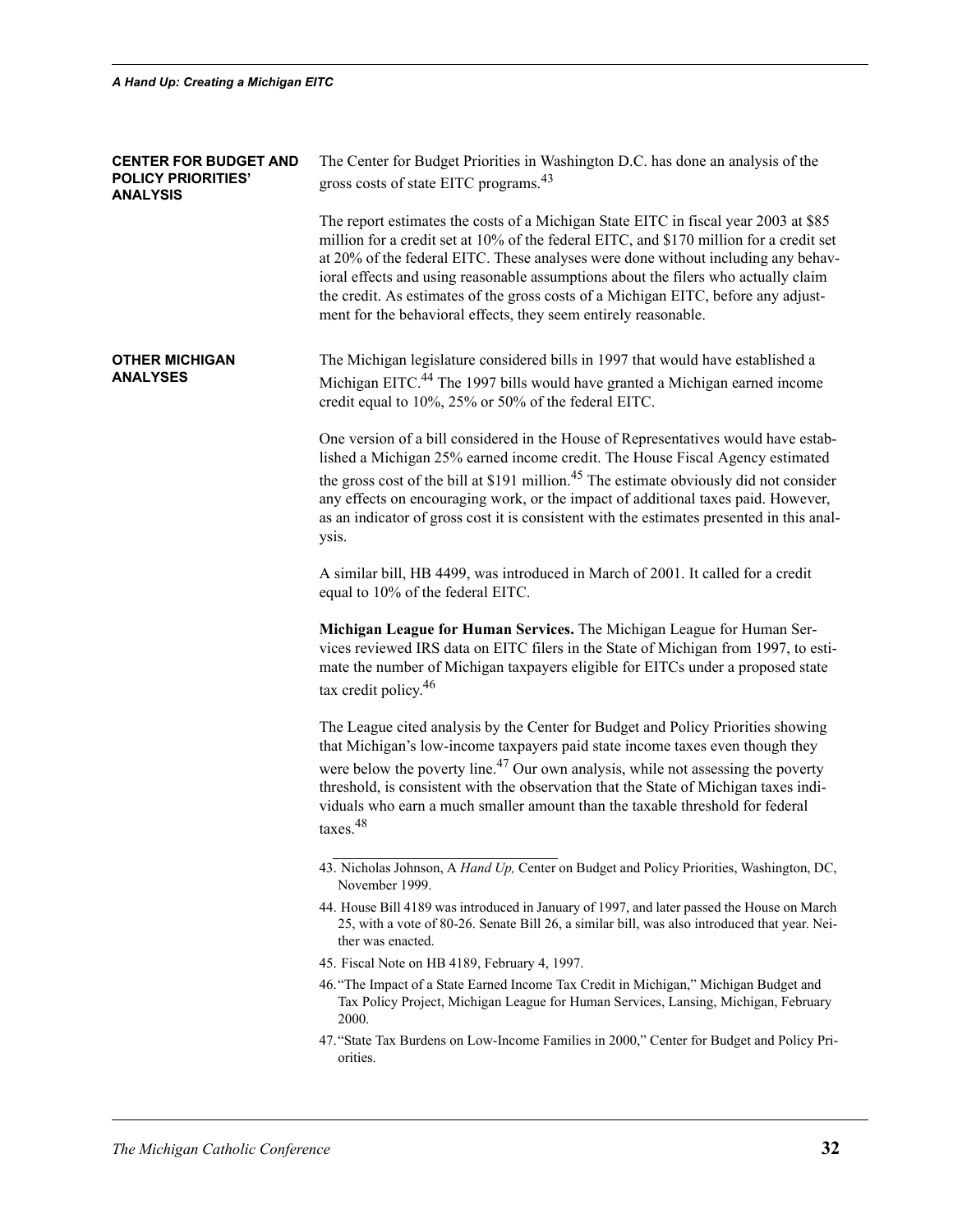## CENTER FOR BUDGET AND POLICY PRIORITIES' ANALYSIS

The Center for Budget Priorities in Washington D.C. has done an analysis of the gross costs of state EITC programs.[43]

The report estimates the costs of a Michigan State EITC in fiscal year 2003 at $85 million for a credit set at 10% of the federal EITC, and $170 million for a credit set at 20% of the federal EITC. These analyses were done without including any behavioral effects and using reasonable assumptions about the filers who actually claim the credit. As estimates of the gross costs of a Michigan EITC, before any adjustment for the behavioral effects, they seem entirely reasonable.

## OTHER MICHIGAN ANALYSES

The Michigan legislature considered bills in 1997 that would have established a Michigan EITC.[44] The 1997 bills would have granted a Michigan earned income credit equal to 10%, 25% or 50% of the federal EITC.

One version of a bill considered in the House of Representatives would have established a Michigan 25% earned income credit. The House Fiscal Agency estimated the gross cost of the bill at $191 million.[45] The estimate obviously did not consider any effects on encouraging work, or the impact of additional taxes paid. However, as an indicator of gross cost it is consistent with the estimates presented in this analysis.

A similar bill, HB 4499, was introduced in March of 2001. It called for a credit equal to 10% of the federal EITC.

**Michigan League for Human Services.** The Michigan League for Human Services reviewed IRS data on EITC filers in the State of Michigan from 1997, to estimate the number of Michigan taxpayers eligible for EITCs under a proposed state tax credit policy.[46]

The League cited analysis by the Center for Budget and Policy Priorities showing that Michigan's low-income taxpayers paid state income taxes even though they were below the poverty line.[47] Our own analysis, while not assessing the poverty threshold, is consistent with the observation that the State of Michigan taxes individuals who earn a much smaller amount than the taxable threshold for federal taxes.[48]

---

43. Nicholas Johnson, A *Hand Up,* Center on Budget and Policy Priorities, Washington, DC, November 1999.
44. House Bill 4189 was introduced in January of 1997, and later passed the House on March 25, with a vote of 80-26. Senate Bill 26, a similar bill, was also introduced that year. Neither was enacted.
45. Fiscal Note on HB 4189, February 4, 1997.
46. "The Impact of a State Earned Income Tax Credit in Michigan," Michigan Budget and Tax Policy Project, Michigan League for Human Services, Lansing, Michigan, February 2000.
47. "State Tax Burdens on Low-Income Families in 2000," Center for Budget and Policy Priorities.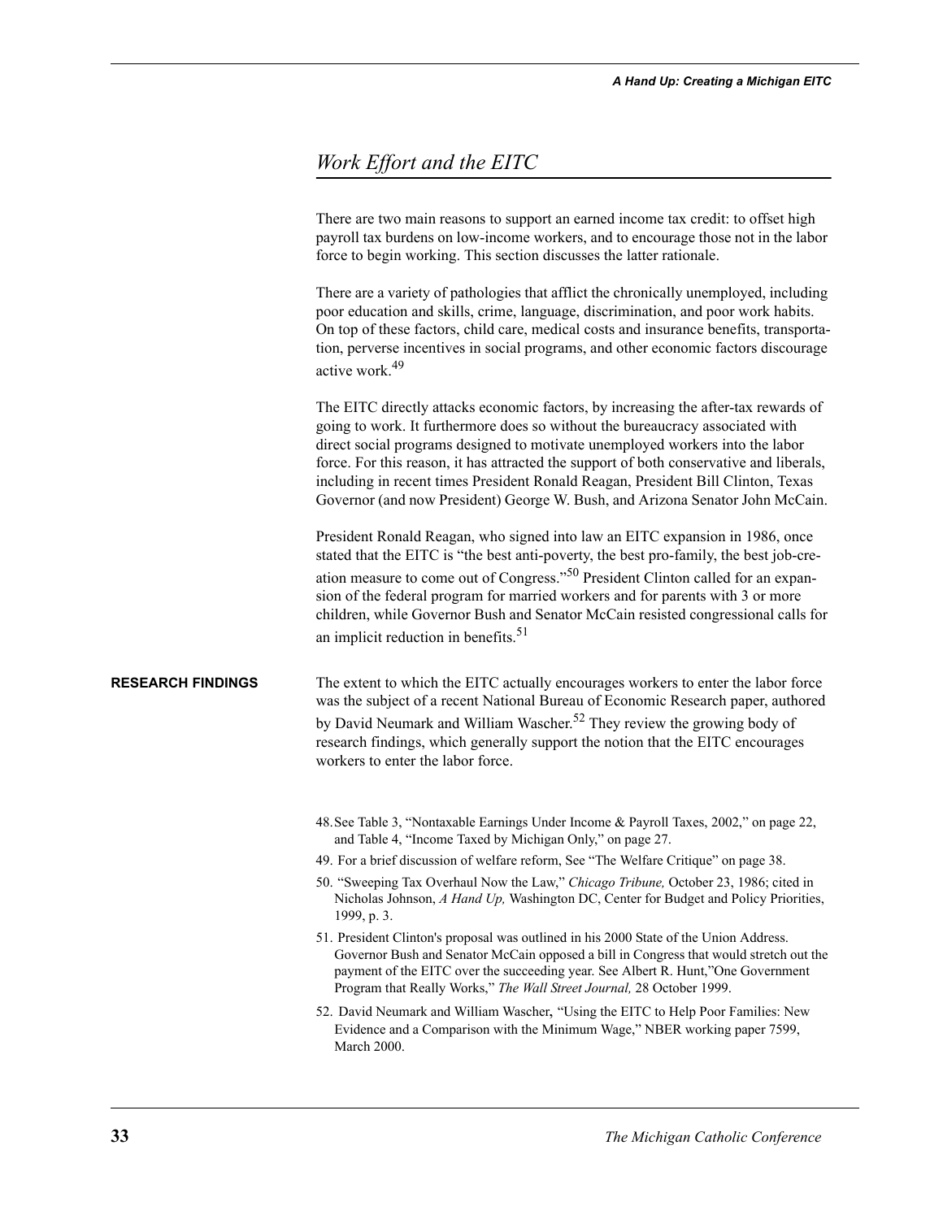## *Work Effort and the EITC*

There are two main reasons to support an earned income tax credit: to offset high payroll tax burdens on low-income workers, and to encourage those not in the labor force to begin working. This section discusses the latter rationale.

There are a variety of pathologies that afflict the chronically unemployed, including poor education and skills, crime, language, discrimination, and poor work habits. On top of these factors, child care, medical costs and insurance benefits, transportation, perverse incentives in social programs, and other economic factors discourage active work.[49]

The EITC directly attacks economic factors, by increasing the after-tax rewards of going to work. It furthermore does so without the bureaucracy associated with direct social programs designed to motivate unemployed workers into the labor force. For this reason, it has attracted the support of both conservative and liberals, including in recent times President Ronald Reagan, President Bill Clinton, Texas Governor (and now President) George W. Bush, and Arizona Senator John McCain.

President Ronald Reagan, who signed into law an EITC expansion in 1986, once stated that the EITC is "the best anti-poverty, the best pro-family, the best job-creation measure to come out of Congress."[50] President Clinton called for an expansion of the federal program for married workers and for parents with 3 or more children, while Governor Bush and Senator McCain resisted congressional calls for an implicit reduction in benefits.[51]

**RESEARCH FINDINGS**

The extent to which the EITC actually encourages workers to enter the labor force was the subject of a recent National Bureau of Economic Research paper, authored by David Neumark and William Wascher.[52] They review the growing body of research findings, which generally support the notion that the EITC encourages workers to enter the labor force.

48. See Table 3, "Nontaxable Earnings Under Income & Payroll Taxes, 2002," on page 22, and Table 4, "Income Taxed by Michigan Only," on page 27.

49. For a brief discussion of welfare reform, See "The Welfare Critique" on page 38.

50. "Sweeping Tax Overhaul Now the Law," *Chicago Tribune,* October 23, 1986; cited in Nicholas Johnson, *A Hand Up,* Washington DC, Center for Budget and Policy Priorities, 1999, p. 3.

51. President Clinton's proposal was outlined in his 2000 State of the Union Address. Governor Bush and Senator McCain opposed a bill in Congress that would stretch out the payment of the EITC over the succeeding year. See Albert R. Hunt,"One Government Program that Really Works," *The Wall Street Journal,* 28 October 1999.

52. David Neumark and William Wascher, "Using the EITC to Help Poor Families: New Evidence and a Comparison with the Minimum Wage," NBER working paper 7599, March 2000.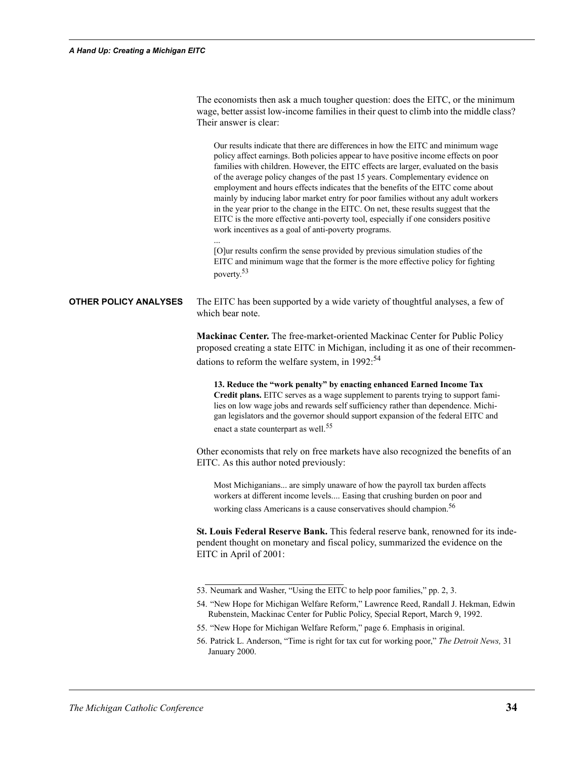The economists then ask a much tougher question: does the EITC, or the minimum wage, better assist low-income families in their quest to climb into the middle class? Their answer is clear:

> Our results indicate that there are differences in how the EITC and minimum wage policy affect earnings. Both policies appear to have positive income effects on poor families with children. However, the EITC effects are larger, evaluated on the basis of the average policy changes of the past 15 years. Complementary evidence on employment and hours effects indicates that the benefits of the EITC come about mainly by inducing labor market entry for poor families without any adult workers in the year prior to the change in the EITC. On net, these results suggest that the EITC is the more effective anti-poverty tool, especially if one considers positive work incentives as a goal of anti-poverty programs.
>
> ...
>
> [O]ur results confirm the sense provided by previous simulation studies of the EITC and minimum wage that the former is the more effective policy for fighting poverty.[53]

## OTHER POLICY ANALYSES

The EITC has been supported by a wide variety of thoughtful analyses, a few of which bear note.

**Mackinac Center.** The free-market-oriented Mackinac Center for Public Policy proposed creating a state EITC in Michigan, including it as one of their recommendations to reform the welfare system, in 1992:[54]

> **13. Reduce the "work penalty" by enacting enhanced Earned Income Tax Credit plans.** EITC serves as a wage supplement to parents trying to support families on low wage jobs and rewards self sufficiency rather than dependence. Michigan legislators and the governor should support expansion of the federal EITC and enact a state counterpart as well.[55]

Other economists that rely on free markets have also recognized the benefits of an EITC. As this author noted previously:

> Most Michiganians... are simply unaware of how the payroll tax burden affects workers at different income levels.... Easing that crushing burden on poor and working class Americans is a cause conservatives should champion.[56]

**St. Louis Federal Reserve Bank.** This federal reserve bank, renowned for its independent thought on monetary and fiscal policy, summarized the evidence on the EITC in April of 2001:

---

53. Neumark and Washer, "Using the EITC to help poor families," pp. 2, 3.

54. "New Hope for Michigan Welfare Reform," Lawrence Reed, Randall J. Hekman, Edwin Rubenstein, Mackinac Center for Public Policy, Special Report, March 9, 1992.

55. "New Hope for Michigan Welfare Reform," page 6. Emphasis in original.

56. Patrick L. Anderson, "Time is right for tax cut for working poor," *The Detroit News,* 31 January 2000.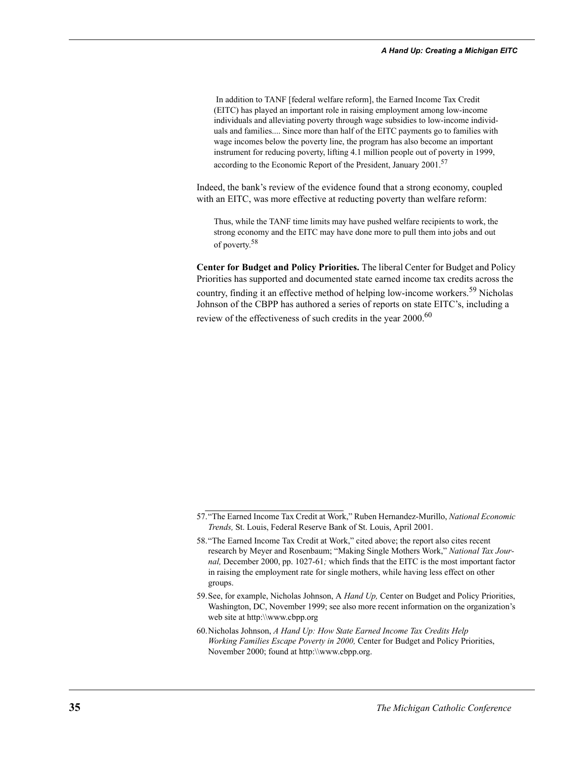> In addition to TANF [federal welfare reform], the Earned Income Tax Credit (EITC) has played an important role in raising employment among low-income individuals and alleviating poverty through wage subsidies to low-income individuals and families.... Since more than half of the EITC payments go to families with wage incomes below the poverty line, the program has also become an important instrument for reducing poverty, lifting 4.1 million people out of poverty in 1999, according to the Economic Report of the President, January 2001.[57]

Indeed, the bank's review of the evidence found that a strong economy, coupled with an EITC, was more effective at reducting poverty than welfare reform:

> Thus, while the TANF time limits may have pushed welfare recipients to work, the strong economy and the EITC may have done more to pull them into jobs and out of poverty.[58]

**Center for Budget and Policy Priorities.** The liberal Center for Budget and Policy Priorities has supported and documented state earned income tax credits across the country, finding it an effective method of helping low-income workers.[59] Nicholas Johnson of the CBPP has authored a series of reports on state EITC's, including a review of the effectiveness of such credits in the year 2000.[60]

---

57. "The Earned Income Tax Credit at Work," Ruben Hernandez-Murillo, *National Economic Trends,* St. Louis, Federal Reserve Bank of St. Louis, April 2001.

58. "The Earned Income Tax Credit at Work," cited above; the report also cites recent research by Meyer and Rosenbaum; "Making Single Mothers Work," *National Tax Journal,* December 2000, pp. 1027-61; which finds that the EITC is the most important factor in raising the employment rate for single mothers, while having less effect on other groups.

59. See, for example, Nicholas Johnson, A *Hand Up,* Center on Budget and Policy Priorities, Washington, DC, November 1999; see also more recent information on the organization's web site at http:\\www.cbpp.org

60. Nicholas Johnson, *A Hand Up: How State Earned Income Tax Credits Help Working Families Escape Poverty in 2000,* Center for Budget and Policy Priorities, November 2000; found at http:\\www.cbpp.org.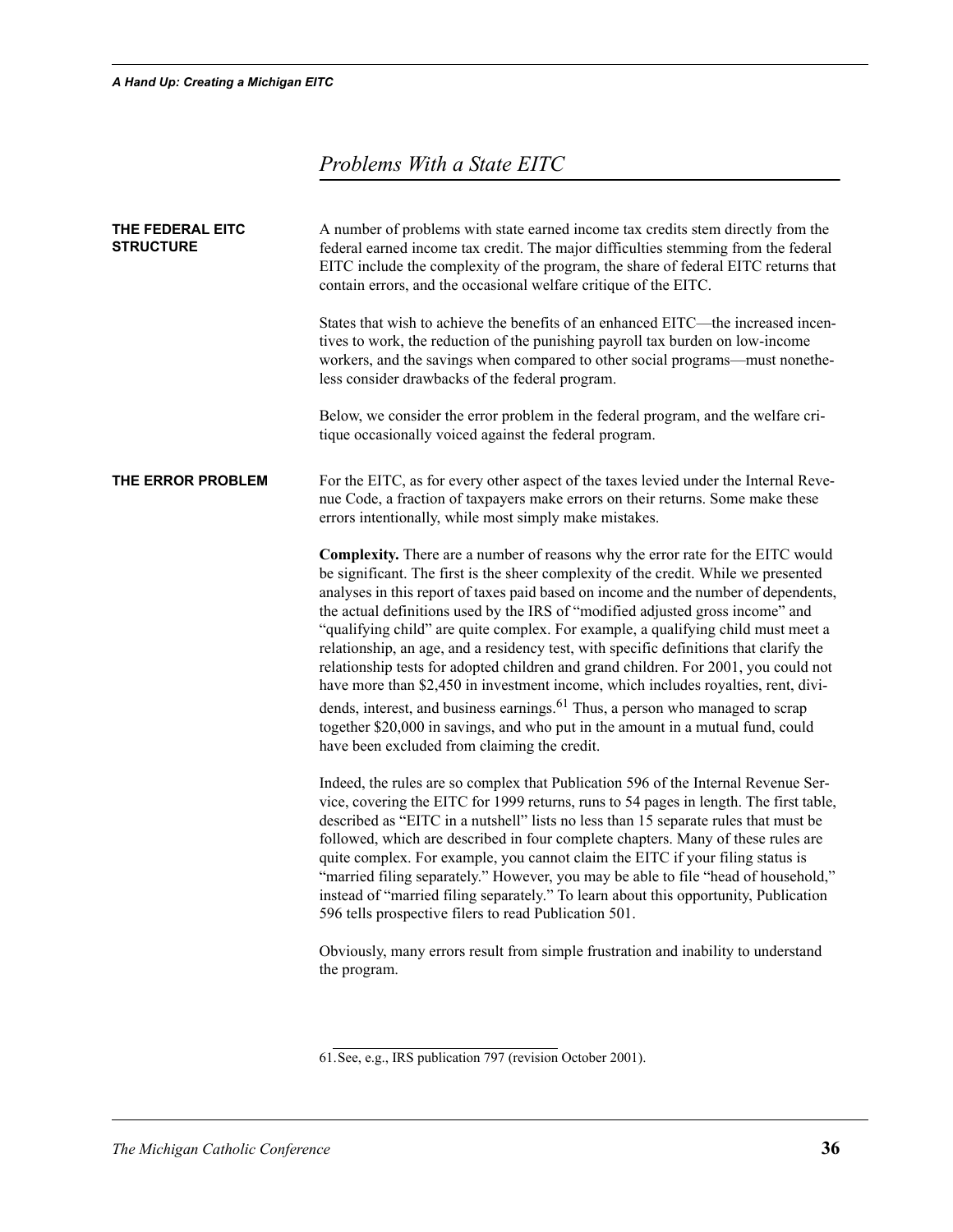## Problems With a State EITC

### THE FEDERAL EITC STRUCTURE

A number of problems with state earned income tax credits stem directly from the federal earned income tax credit. The major difficulties stemming from the federal EITC include the complexity of the program, the share of federal EITC returns that contain errors, and the occasional welfare critique of the EITC.

States that wish to achieve the benefits of an enhanced EITC—the increased incentives to work, the reduction of the punishing payroll tax burden on low-income workers, and the savings when compared to other social programs—must nonetheless consider drawbacks of the federal program.

Below, we consider the error problem in the federal program, and the welfare critique occasionally voiced against the federal program.

### THE ERROR PROBLEM

For the EITC, as for every other aspect of the taxes levied under the Internal Revenue Code, a fraction of taxpayers make errors on their returns. Some make these errors intentionally, while most simply make mistakes.

**Complexity.** There are a number of reasons why the error rate for the EITC would be significant. The first is the sheer complexity of the credit. While we presented analyses in this report of taxes paid based on income and the number of dependents, the actual definitions used by the IRS of "modified adjusted gross income" and "qualifying child" are quite complex. For example, a qualifying child must meet a relationship, an age, and a residency test, with specific definitions that clarify the relationship tests for adopted children and grand children. For 2001, you could not have more than $2,450 in investment income, which includes royalties, rent, dividends, interest, and business earnings.[61] Thus, a person who managed to scrap together $20,000 in savings, and who put in the amount in a mutual fund, could have been excluded from claiming the credit.

Indeed, the rules are so complex that Publication 596 of the Internal Revenue Service, covering the EITC for 1999 returns, runs to 54 pages in length. The first table, described as "EITC in a nutshell" lists no less than 15 separate rules that must be followed, which are described in four complete chapters. Many of these rules are quite complex. For example, you cannot claim the EITC if your filing status is "married filing separately." However, you may be able to file "head of household," instead of "married filing separately." To learn about this opportunity, Publication 596 tells prospective filers to read Publication 501.

Obviously, many errors result from simple frustration and inability to understand the program.

61. See, e.g., IRS publication 797 (revision October 2001).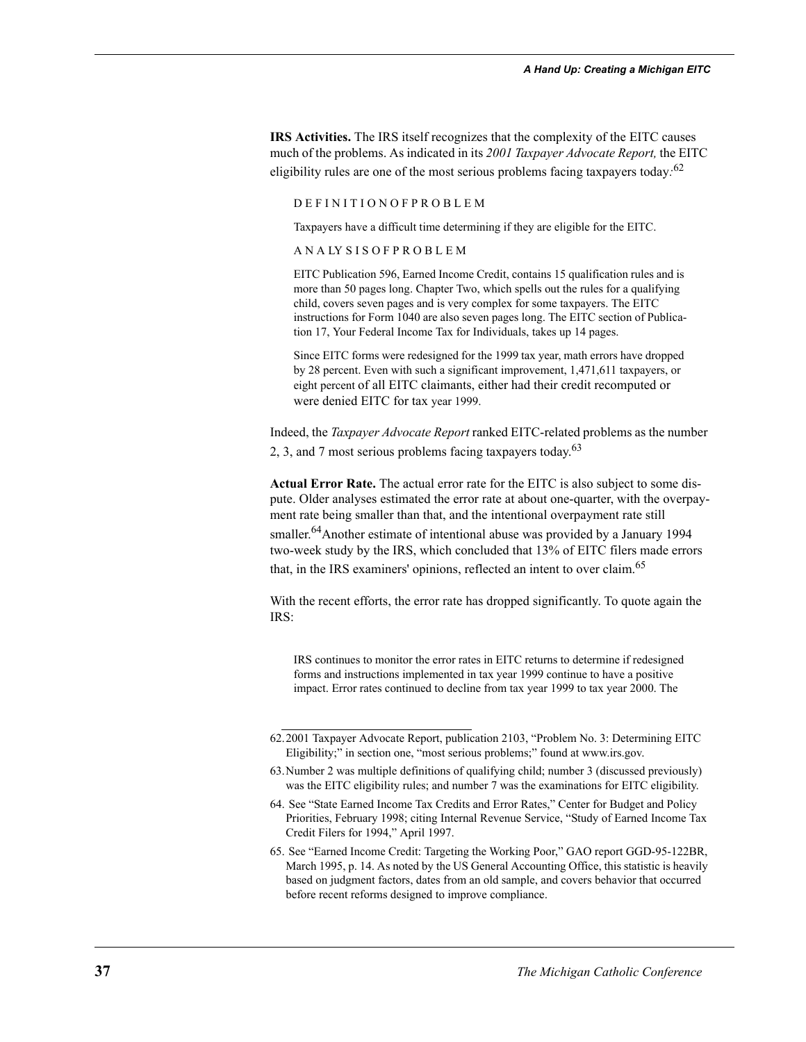**IRS Activities.** The IRS itself recognizes that the complexity of the EITC causes much of the problems. As indicated in its *2001 Taxpayer Advocate Report,* the EITC eligibility rules are one of the most serious problems facing taxpayers today.[62]

> DEFINITION OF PROBLEM
>
> Taxpayers have a difficult time determining if they are eligible for the EITC.
>
> ANALYSIS OF PROBLEM
>
> EITC Publication 596, Earned Income Credit, contains 15 qualification rules and is more than 50 pages long. Chapter Two, which spells out the rules for a qualifying child, covers seven pages and is very complex for some taxpayers. The EITC instructions for Form 1040 are also seven pages long. The EITC section of Publication 17, Your Federal Income Tax for Individuals, takes up 14 pages.
>
> Since EITC forms were redesigned for the 1999 tax year, math errors have dropped by 28 percent. Even with such a significant improvement, 1,471,611 taxpayers, or eight percent of all EITC claimants, either had their credit recomputed or were denied EITC for tax year 1999.

Indeed, the *Taxpayer Advocate Report* ranked EITC-related problems as the number 2, 3, and 7 most serious problems facing taxpayers today.[63]

**Actual Error Rate.** The actual error rate for the EITC is also subject to some dispute. Older analyses estimated the error rate at about one-quarter, with the overpayment rate being smaller than that, and the intentional overpayment rate still smaller.[64] Another estimate of intentional abuse was provided by a January 1994 two-week study by the IRS, which concluded that 13% of EITC filers made errors that, in the IRS examiners' opinions, reflected an intent to over claim.[65]

With the recent efforts, the error rate has dropped significantly. To quote again the IRS:

> IRS continues to monitor the error rates in EITC returns to determine if redesigned forms and instructions implemented in tax year 1999 continue to have a positive impact. Error rates continued to decline from tax year 1999 to tax year 2000. The

---

62. 2001 Taxpayer Advocate Report, publication 2103, "Problem No. 3: Determining EITC Eligibility;" in section one, "most serious problems;" found at www.irs.gov.

63. Number 2 was multiple definitions of qualifying child; number 3 (discussed previously) was the EITC eligibility rules; and number 7 was the examinations for EITC eligibility.

64. See "State Earned Income Tax Credits and Error Rates," Center for Budget and Policy Priorities, February 1998; citing Internal Revenue Service, "Study of Earned Income Tax Credit Filers for 1994," April 1997.

65. See "Earned Income Credit: Targeting the Working Poor," GAO report GGD-95-122BR, March 1995, p. 14. As noted by the US General Accounting Office, this statistic is heavily based on judgment factors, dates from an old sample, and covers behavior that occurred before recent reforms designed to improve compliance.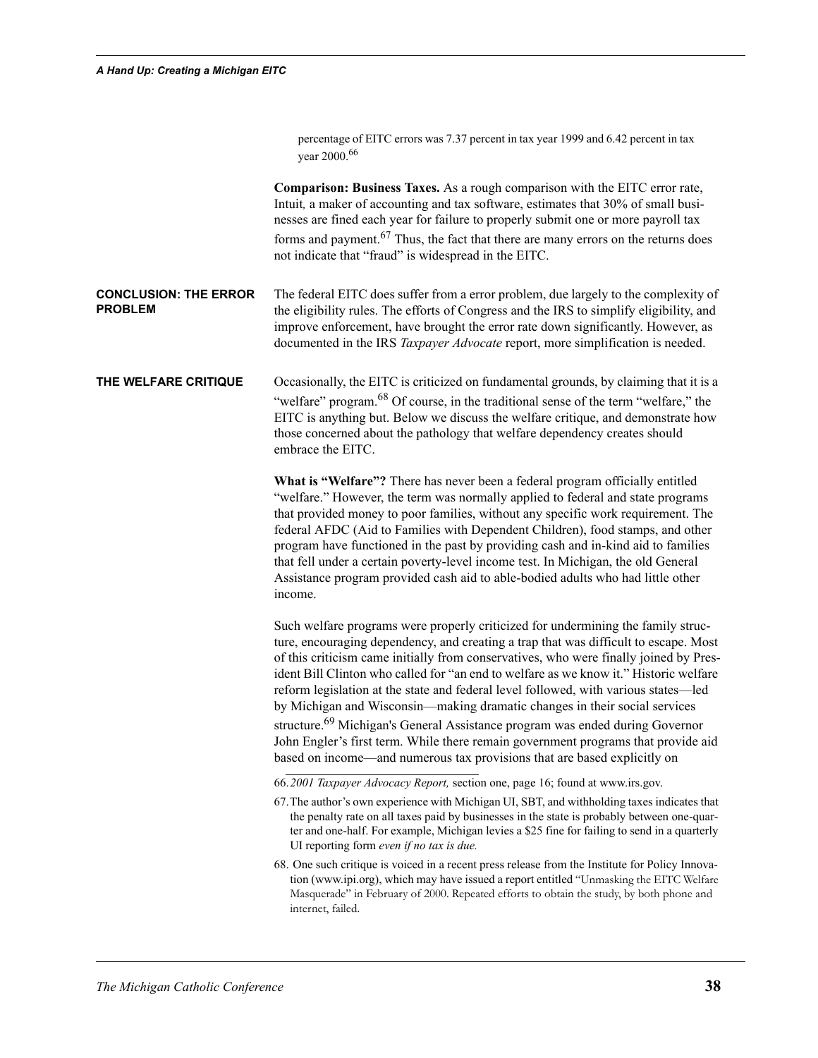percentage of EITC errors was 7.37 percent in tax year 1999 and 6.42 percent in tax year 2000.[66]

**Comparison: Business Taxes.** As a rough comparison with the EITC error rate, Intuit, a maker of accounting and tax software, estimates that 30% of small businesses are fined each year for failure to properly submit one or more payroll tax forms and payment.[67] Thus, the fact that there are many errors on the returns does not indicate that "fraud" is widespread in the EITC.

## CONCLUSION: THE ERROR PROBLEM

The federal EITC does suffer from a error problem, due largely to the complexity of the eligibility rules. The efforts of Congress and the IRS to simplify eligibility, and improve enforcement, have brought the error rate down significantly. However, as documented in the IRS *Taxpayer Advocate* report, more simplification is needed.

## THE WELFARE CRITIQUE

Occasionally, the EITC is criticized on fundamental grounds, by claiming that it is a "welfare" program.[68] Of course, in the traditional sense of the term "welfare," the EITC is anything but. Below we discuss the welfare critique, and demonstrate how those concerned about the pathology that welfare dependency creates should embrace the EITC.

**What is "Welfare"?** There has never been a federal program officially entitled "welfare." However, the term was normally applied to federal and state programs that provided money to poor families, without any specific work requirement. The federal AFDC (Aid to Families with Dependent Children), food stamps, and other program have functioned in the past by providing cash and in-kind aid to families that fell under a certain poverty-level income test. In Michigan, the old General Assistance program provided cash aid to able-bodied adults who had little other income.

Such welfare programs were properly criticized for undermining the family structure, encouraging dependency, and creating a trap that was difficult to escape. Most of this criticism came initially from conservatives, who were finally joined by President Bill Clinton who called for "an end to welfare as we know it." Historic welfare reform legislation at the state and federal level followed, with various states—led by Michigan and Wisconsin—making dramatic changes in their social services structure.[69] Michigan's General Assistance program was ended during Governor John Engler's first term. While there remain government programs that provide aid based on income—and numerous tax provisions that are based explicitly on

---

66. *2001 Taxpayer Advocacy Report,* section one, page 16; found at www.irs.gov.

67. The author's own experience with Michigan UI, SBT, and withholding taxes indicates that the penalty rate on all taxes paid by businesses in the state is probably between one-quarter and one-half. For example, Michigan levies a $25 fine for failing to send in a quarterly UI reporting form *even if no tax is due.*

68. One such critique is voiced in a recent press release from the Institute for Policy Innovation (www.ipi.org), which may have issued a report entitled "Unmasking the EITC Welfare Masquerade" in February of 2000. Repeated efforts to obtain the study, by both phone and internet, failed.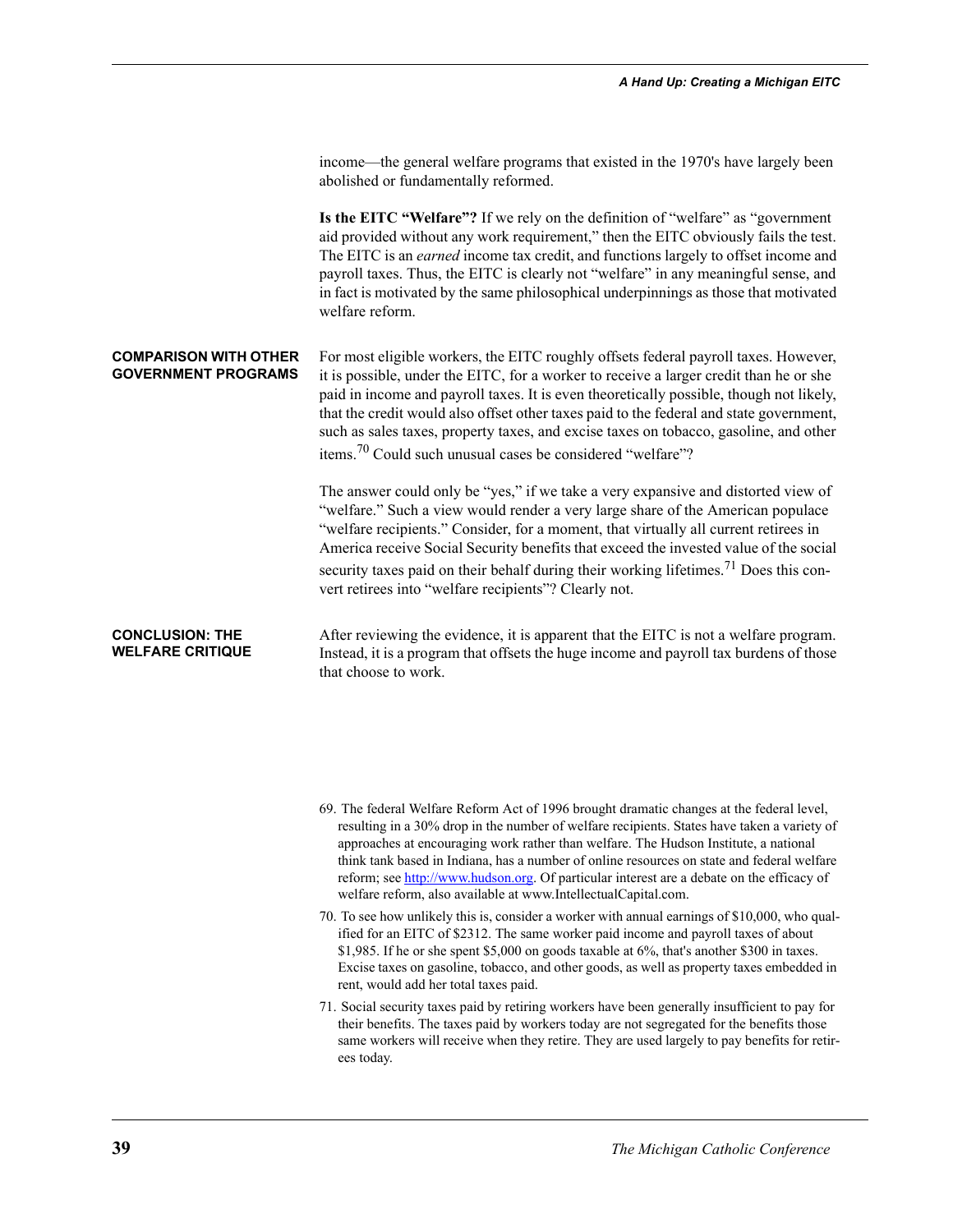income—the general welfare programs that existed in the 1970's have largely been abolished or fundamentally reformed.

**Is the EITC "Welfare"?** If we rely on the definition of "welfare" as "government aid provided without any work requirement," then the EITC obviously fails the test. The EITC is an *earned* income tax credit, and functions largely to offset income and payroll taxes. Thus, the EITC is clearly not "welfare" in any meaningful sense, and in fact is motivated by the same philosophical underpinnings as those that motivated welfare reform.

## COMPARISON WITH OTHER GOVERNMENT PROGRAMS

For most eligible workers, the EITC roughly offsets federal payroll taxes. However, it is possible, under the EITC, for a worker to receive a larger credit than he or she paid in income and payroll taxes. It is even theoretically possible, though not likely, that the credit would also offset other taxes paid to the federal and state government, such as sales taxes, property taxes, and excise taxes on tobacco, gasoline, and other items.[70] Could such unusual cases be considered "welfare"?

The answer could only be "yes," if we take a very expansive and distorted view of "welfare." Such a view would render a very large share of the American populace "welfare recipients." Consider, for a moment, that virtually all current retirees in America receive Social Security benefits that exceed the invested value of the social security taxes paid on their behalf during their working lifetimes.[71] Does this convert retirees into "welfare recipients"? Clearly not.

## CONCLUSION: THE WELFARE CRITIQUE

After reviewing the evidence, it is apparent that the EITC is not a welfare program. Instead, it is a program that offsets the huge income and payroll tax burdens of those that choose to work.

69. The federal Welfare Reform Act of 1996 brought dramatic changes at the federal level, resulting in a 30% drop in the number of welfare recipients. States have taken a variety of approaches at encouraging work rather than welfare. The Hudson Institute, a national think tank based in Indiana, has a number of online resources on state and federal welfare reform; see http://www.hudson.org. Of particular interest are a debate on the efficacy of welfare reform, also available at www.IntellectualCapital.com.

70. To see how unlikely this is, consider a worker with annual earnings of $10,000, who qualified for an EITC of $2312. The same worker paid income and payroll taxes of about $1,985. If he or she spent $5,000 on goods taxable at 6%, that's another $300 in taxes. Excise taxes on gasoline, tobacco, and other goods, as well as property taxes embedded in rent, would add her total taxes paid.

71. Social security taxes paid by retiring workers have been generally insufficient to pay for their benefits. The taxes paid by workers today are not segregated for the benefits those same workers will receive when they retire. They are used largely to pay benefits for retirees today.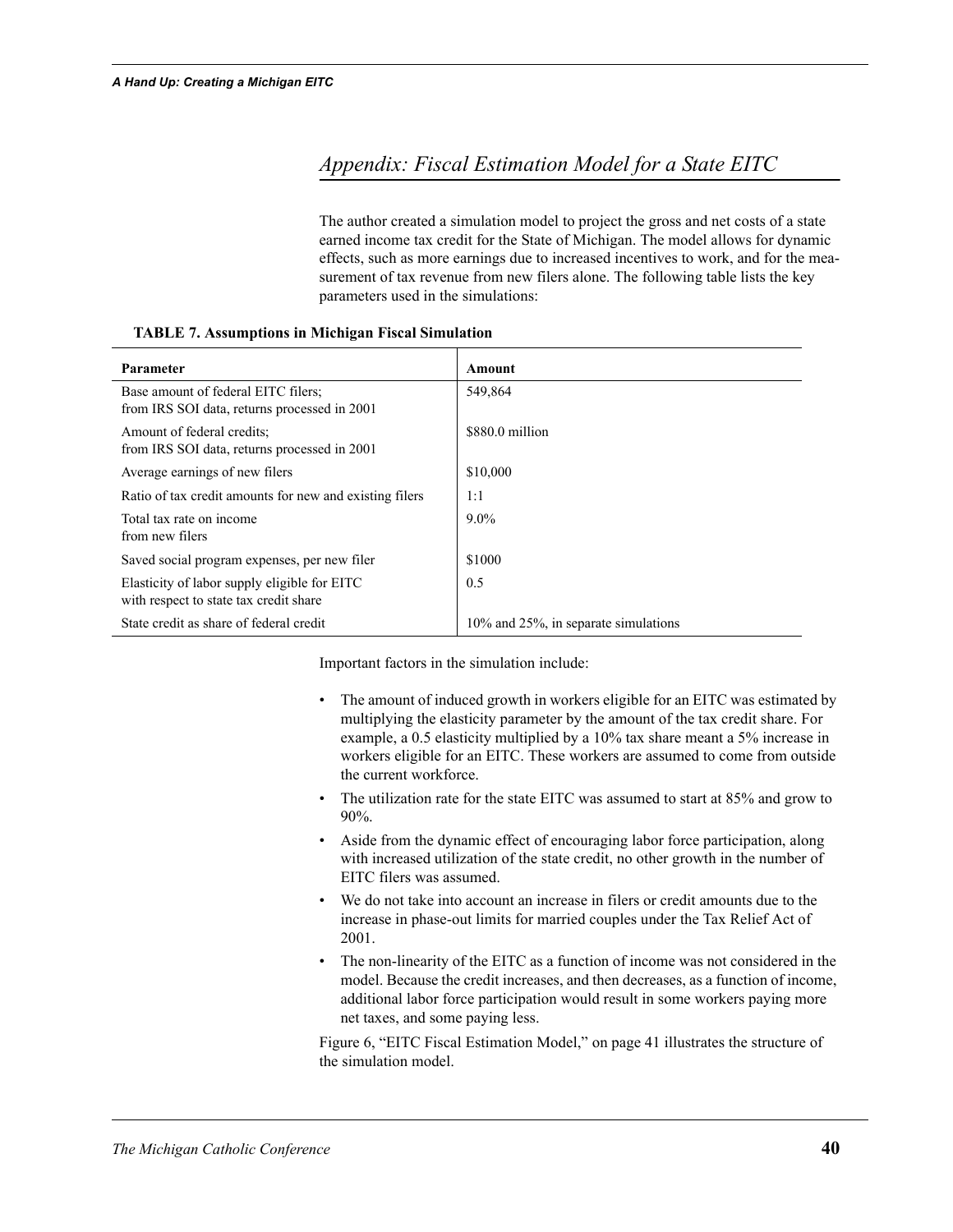## Appendix: Fiscal Estimation Model for a State EITC

The author created a simulation model to project the gross and net costs of a state earned income tax credit for the State of Michigan. The model allows for dynamic effects, such as more earnings due to increased incentives to work, and for the measurement of tax revenue from new filers alone. The following table lists the key parameters used in the simulations:

**TABLE 7. Assumptions in Michigan Fiscal Simulation**

| Parameter | Amount |
| --- | --- |
| Base amount of federal EITC filers; from IRS SOI data, returns processed in 2001 | 549,864 |
| Amount of federal credits; from IRS SOI data, returns processed in 2001 | $880.0 million |
| Average earnings of new filers | $10,000 |
| Ratio of tax credit amounts for new and existing filers | 1:1 |
| Total tax rate on income from new filers | 9.0% |
| Saved social program expenses, per new filer | $1000 |
| Elasticity of labor supply eligible for EITC with respect to state tax credit share | 0.5 |
| State credit as share of federal credit | 10% and 25%, in separate simulations |

Important factors in the simulation include:

- The amount of induced growth in workers eligible for an EITC was estimated by multiplying the elasticity parameter by the amount of the tax credit share. For example, a 0.5 elasticity multiplied by a 10% tax share meant a 5% increase in workers eligible for an EITC. These workers are assumed to come from outside the current workforce.
- The utilization rate for the state EITC was assumed to start at 85% and grow to 90%.
- Aside from the dynamic effect of encouraging labor force participation, along with increased utilization of the state credit, no other growth in the number of EITC filers was assumed.
- We do not take into account an increase in filers or credit amounts due to the increase in phase-out limits for married couples under the Tax Relief Act of 2001.
- The non-linearity of the EITC as a function of income was not considered in the model. Because the credit increases, and then decreases, as a function of income, additional labor force participation would result in some workers paying more net taxes, and some paying less.

Figure 6, "EITC Fiscal Estimation Model," on page 41 illustrates the structure of the simulation model.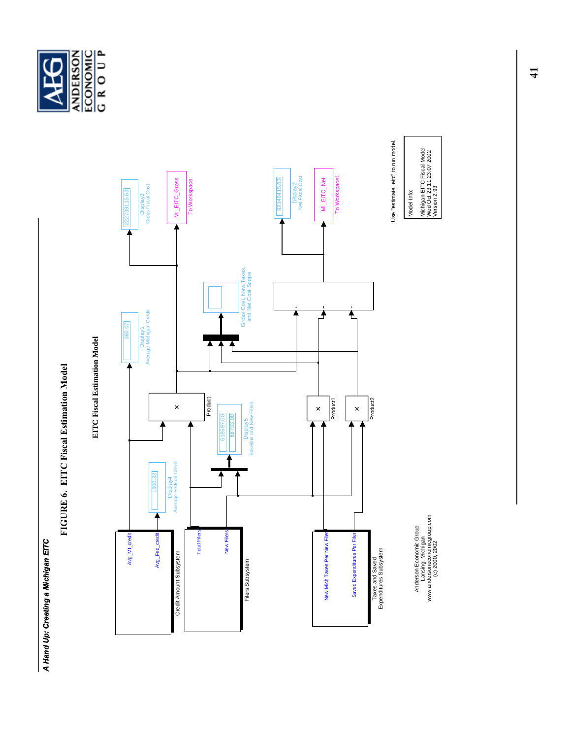# FIGURE 6. EITC Fiscal Estimation Model

## EITC Fiscal Estimation Model

Credit Amount Subsystem

- Avg_MI_credit
- Avg_Fed_credit

Filers Subsystem

- Total Filers
- New Filers

Taxes and Saved Expenditures Subsystem

- New Mich Taxes Per New Filer
- Saved Expenditures Per Filer

Display4 Average Federal Credit: 1600.32

Display1 Average Michigan Credit: 360.07

Display5 Baseline and New Filers: 618597.00, 68733.00

Product

Product1

Product2

Display3 Gross Fiscal Cost: 222739115.63

MI_EITC_Gross — To Workspace

Gross Cost, New Taxes, and Net Cost Scope

Display2 Net Fiscal Cost: 92146415.63

MI_EITC_Net — To Workspace1

Use "estimate_eitc" to run model.

Model Info:
Michigan EITC Fiscal Model
Wed Oct 23 11:23:07 2002
Version 2.93

Anderson Economic Group
Lansing, Michigan
www.andersoneconomicgroup.com
(c) 2000, 2002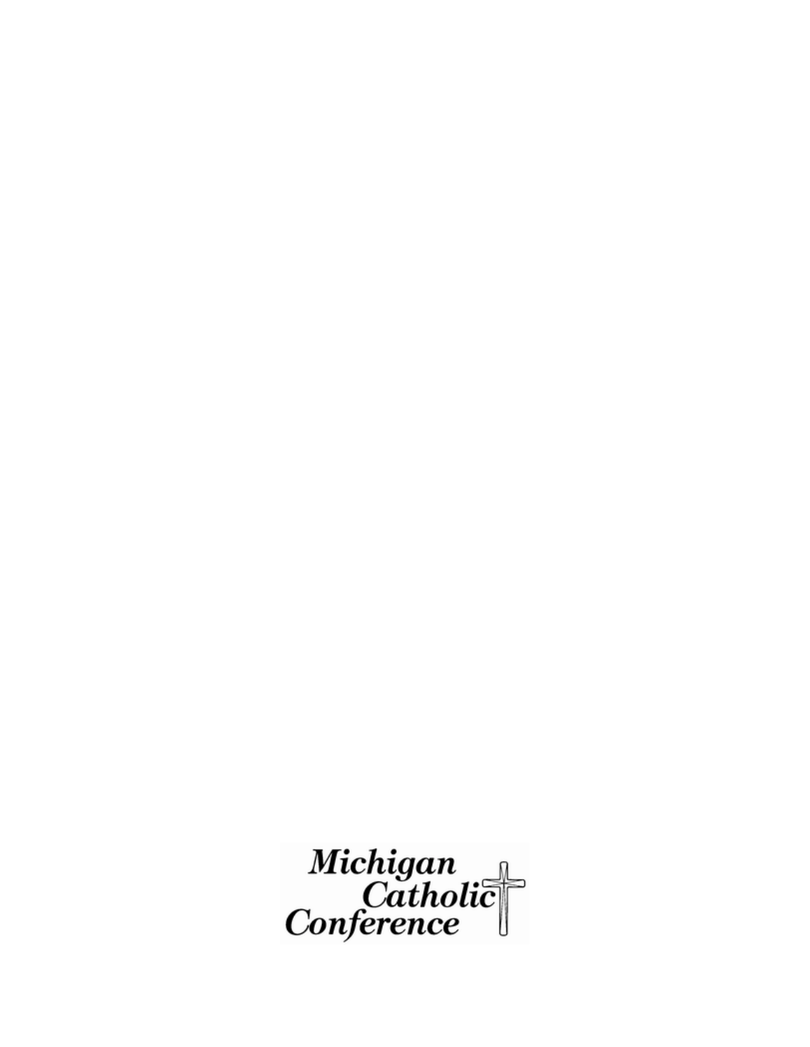Michigan
Catholic
Conference